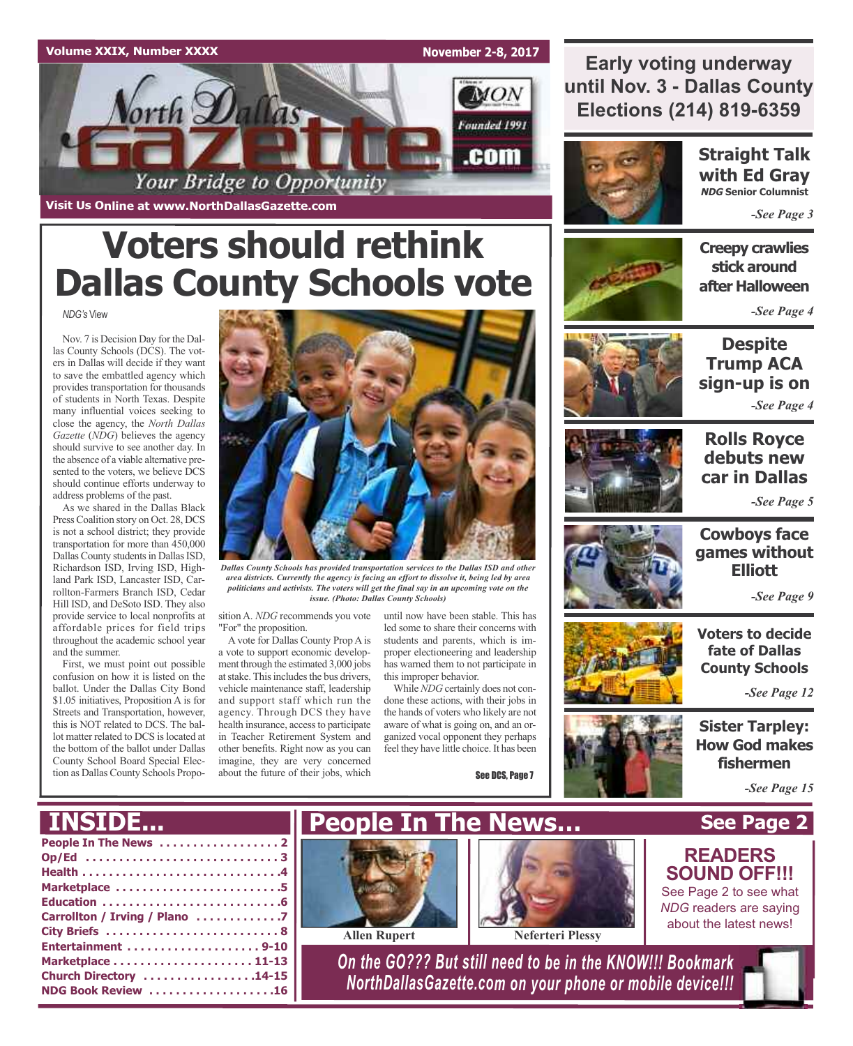Volume XXIX, Number XXXX

November 2-8, 2017

# North Dallas Gazette

Founded 1991

.com

Your Bridge to Opportunity

Visit Us Online at www.NorthDallasGazette.com

# Voters should rethink Dallas County Schools vote

*NDG's* View

Nov. 7 is Decision Day for the Dallas County Schools (DCS). The voters in Dallas will decide if they want to save the embattled agency which provides transportation for thousands of students in North Texas. Despite many influential voices seeking to close the agency, the *North Dallas Gazette* (*NDG*) believes the agency should survive to see another day. In the absence of a viable alternative presented to the voters, we believe DCS should continue efforts underway to address problems of the past.

As we shared in the Dallas Black Press Coalition story on Oct. 28, DCS is not a school district; they provide transportation for more than 450,000 Dallas County students in Dallas ISD, Richardson ISD, Irving ISD, Highland Park ISD, Lancaster ISD, Carrollton-Farmers Branch ISD, Cedar Hill ISD, and DeSoto ISD. They also provide service to local nonprofits at affordable prices for field trips throughout the academic school year and the summer.

First, we must point out possible confusion on how it is listed on the ballot. Under the Dallas City Bond $1.05 initiatives, Proposition A is for Streets and Transportation, however, this is NOT related to DCS. The ballot matter related to DCS is located at the bottom of the ballot under Dallas County School Board Special Election as Dallas County Schools Proposition A. *NDG* recommends you vote "For" the proposition.

*Dallas County Schools has provided transportation services to the Dallas ISD and other area districts. Currently the agency is facing an effort to dissolve it, being led by area politicians and activists. The voters will get the final say in an upcoming vote on the issue. (Photo: Dallas County Schools)*

A vote for Dallas County Prop A is a vote to support economic development through the estimated 3,000 jobs at stake. This includes the bus drivers, vehicle maintenance staff, leadership and support staff which run the agency. Through DCS they have health insurance, access to participate in Teacher Retirement System and other benefits. Right now as you can imagine, they are very concerned about the future of their jobs, which until now have been stable. This has led some to share their concerns with students and parents, which is improper electioneering and leadership has warned them to not participate in this improper behavior.

While *NDG* certainly does not condone these actions, with their jobs in the hands of voters who likely are not aware of what is going on, and an organized vocal opponent they perhaps feel they have little choice. It has been

See DCS, Page 7

---

**Early voting underway until Nov. 3 - Dallas County Elections (214) 819-6359**

**Straight Talk with Ed Gray** — *NDG* Senior Columnist — *-See Page 3*

**Creepy crawlies stick around after Halloween** — *-See Page 4*

**Despite Trump ACA sign-up is on** — *-See Page 4*

**Rolls Royce debuts new car in Dallas** — *-See Page 5*

**Cowboys face games without Elliott** — *-See Page 9*

**Voters to decide fate of Dallas County Schools** — *-See Page 12*

**Sister Tarpley: How God makes fishermen** — *-See Page 15*

---

## INSIDE...

- People In The News ..... 2
- Op/Ed ..... 3
- Health ..... 4
- Marketplace ..... 5
- Education ..... 6
- Carrollton / Irving / Plano ..... 7
- City Briefs ..... 8
- Entertainment ..... 9-10
- Marketplace ..... 11-13
- Church Directory ..... 14-15
- NDG Book Review ..... 16

## People In The News... See Page 2

Allen Rupert

Neferteri Plessy

**READERS SOUND OFF!!!**

See Page 2 to see what *NDG* readers are saying about the latest news!

*On the GO??? But still need to be in the KNOW!!! Bookmark NorthDallasGazette.com on your phone or mobile device!!!*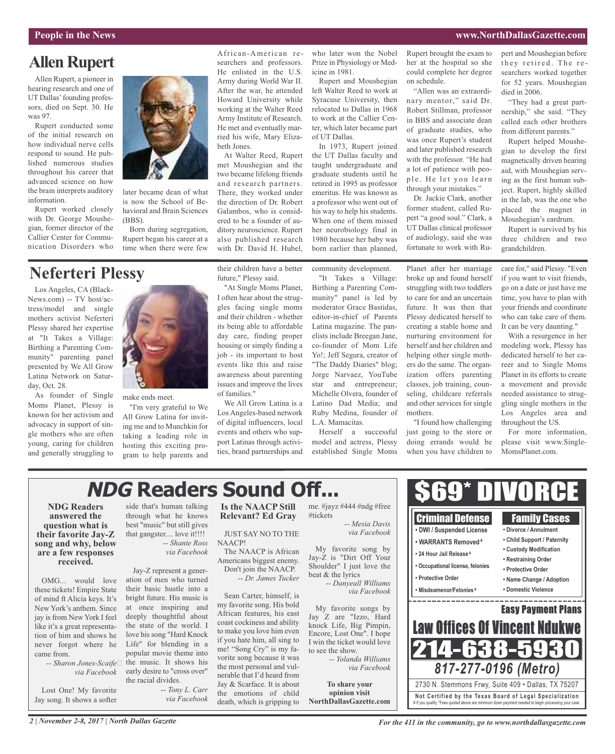# Allen Rupert

Allen Rupert, a pioneer in hearing research and one of UT Dallas' founding professors, died on Sept. 30. He was 97.

Rupert conducted some of the initial research on how individual nerve cells respond to sound. He published numerous studies throughout his career that advanced science on how the brain interprets auditory information.

Rupert worked closely with Dr. George Moushegian, former director of the Callier Center for Communication Disorders who later became dean of what is now the School of Behavioral and Brain Sciences (BBS).

Born during segregation, Rupert began his career at a time when there were few African-American researchers and professors. He enlisted in the U.S. Army during World War II. After the war, he attended Howard University while working at the Walter Reed Army Institute of Research. He met and eventually married his wife, Mary Elizabeth Jones.

At Walter Reed, Rupert met Moushegian and the two became lifelong friends and research partners. There, they worked under the direction of Dr. Robert Galambos, who is considered to be a founder of auditory neuroscience. Rupert also published research with Dr. David H. Hubel, who later won the Nobel Prize in Physiology or Medicine in 1981.

Rupert and Moushegian left Walter Reed to work at Syracuse University, then relocated to Dallas in 1968 to work at the Callier Center, which later became part of UT Dallas.

In 1973, Rupert joined the UT Dallas faculty and taught undergraduate and graduate students until he retired in 1995 as professor emeritus. He was known as a professor who went out of his way to help his students. When one of them missed her neurobiology final in 1980 because her baby was born earlier than planned, Rupert brought the exam to her at the hospital so she could complete her degree on schedule.

"Allen was an extraordinary mentor," said Dr. Robert Stillman, professor in BBS and associate dean of graduate studies, who was once Rupert's student and later published research with the professor. "He had a lot of patience with people. He let you learn through your mistakes."

Dr. Jackie Clark, another former student, called Rupert "a good soul." Clark, a UT Dallas clinical professor of audiology, said she was fortunate to work with Rupert and Moushegian before they retired. The researchers worked together for 52 years. Moushegian died in 2006.

"They had a great partnership," she said. "They called each other brothers from different parents."

Rupert helped Moushegian to develop the first magnetically driven hearing aid, with Moushegian serving as the first human subject. Rupert, highly skilled in the lab, was the one who placed the magnet in Moushegian's eardrum.

Rupert is survived by his three children and two grandchildren.

# Neferteri Plessy

Los Angeles, CA (BlackNews.com) -- TV host/actress/model and single mothers activist Neferteri Plessy shared her expertise at "It Takes a Village: Birthing a Parenting Community" parenting panel presented by We All Grow Latina Network on Saturday, Oct. 28.

As founder of Single Moms Planet, Plessy is known for her activism and advocacy in support of single mothers who are often young, caring for children and generally struggling to make ends meet.

"I'm very grateful to We All Grow Latina for inviting me and to Munchkin for taking a leading role in hosting this exciting program to help parents and their children have a better future," Plessy said.

"At Single Moms Planet, I often hear about the struggles facing single moms and their children - whether its being able to affordable day care, finding proper housing or simply finding a job - its important to host events like this and raise awareness about parenting issues and improve the lives of families."

We All Grow Latina is a Los Angeles-based network of digital influencers, local events and others who support Latinas through activities, brand partnerships and community development.

"It Takes a Village: Birthing a Parenting Community" panel is led by moderator Grace Bastidas, editor-in-chief of Parents Latina magazine. The panelists include Breegan Jane, co-founder of Mom Life Yo!; Jeff Segura, creator of "The Daddy Diaries" blog; Jorge Narvaez, YouTube star and entrepreneur; Michelle Olvera, founder of Latino Dad Media; and Ruby Medina, founder of L.A. Mamacitas.

Herself a successful model and actress, Plessy established Single Moms Planet after her marriage broke up and found herself struggling with two toddlers to care for and an uncertain future. It was then that Plessy dedicated herself to creating a stable home and nurturing environment for herself and her children and helping other single mothers do the same. The organization offers parenting classes, job training, counseling, childcare referrals and other services for single mothers.

"I found how challenging just going to the store or doing errands would be when you have children to care for," said Plessy. "Even if you want to visit friends, go on a date or just have me time, you have to plan with your friends and coordinate who can take care of them. It can be very daunting."

With a resurgence in her modeling work, Plessy has dedicated herself to her career and to Single Moms Planet in its efforts to create a movement and provide needed assistance to struggling single mothers in the Los Angeles area and throughout the US.

For more information, please visit www.SingleMomsPlanet.com.

# *NDG* Readers Sound Off...

**NDG Readers answered the question what is their favorite Jay-Z song and why, below are a few responses received.**

OMG... would love these tickets! Empire State of mind ft Alicia keys. It's New York's anthem. Since jay is from New York I feel like it's a great representation of him and shows he never forgot where he came from.

*-- Sharon Jones-Scaife via Facebook*

Lost One! My favorite Jay song. It shows a softer side that's human talking through what he knows best "music" but still gives that gangster.... love it!!!!

*-- Shante Ross via Facebook*

Jay-Z represent a generation of men who turned their basic hustle into a bright future. His music is at once inspiring and deeply thoughtful about the state of the world. I love his song "Hard Knock Life" for blending in a popular movie theme into his music. It shows his early desire to "cross over" the racial divides.

*-- Tony L. Carr via Facebook*

**Is the NAACP Still Relevant? Ed Gray**

JUST SAY NO TO THE NAACP!

The NAACP is African Americans biggest enemy. Don't join the NAACP.

*-- Dr. James Tucker*

Sean Carter, himself, is my favorite song. His bold African features, his east coast cockiness and ability to make you love him even if you hate him, all sing to me! "Song Cry" is my favorite song because it was the most personal and vulnerable that I'd heard from Jay & Scarface. It is about the emotions of child death, which is gripping to me. #jayz #444 #ndg #free #tickets

*-- Mesia Davis via Facebook*

My favorite song by Jay-Z is "Dirt Off Your Shoulder" I just love the beat & the lyrics

*-- Danyeall Williams via Facebook*

My favorite songs by Jay Z are "Izzo, Hard knock Life, Big Pimpin, Encore, Lost One". I hope I win the ticket would love to see the show.

*-- Yolanda Williams via Facebook*

**To share your opinion visit NorthDallasGazette.com**

# $69* DIVORCE

**Criminal Defense**
- DWI / Suspended License
- WARRANTS Removed ¥
- 24 Hour Jail Release ¥
- Occupational license, felonies
- Protective Order
- Misdeamenor/Felonies ¥

**Family Cases**
- Divorce / Annulment
- Child Support / Paternity
- Custody Modification
- Restraining Order
- Protective Order
- Name Change / Adoption
- Domestic Violence

**Easy Payment Plans**

**Law Offices Of Vincent Ndukwe**

**214-638-5930**

*817-277-0196 (Metro)*

2730 N. Stemmons Frwy, Suite 409 • Dallas, TX 75207

**Not Certified by the Texas Board of Legal Specialization**

¥ If you qualify. *Fees quoted above are minimum down payment needed to begin processing your case.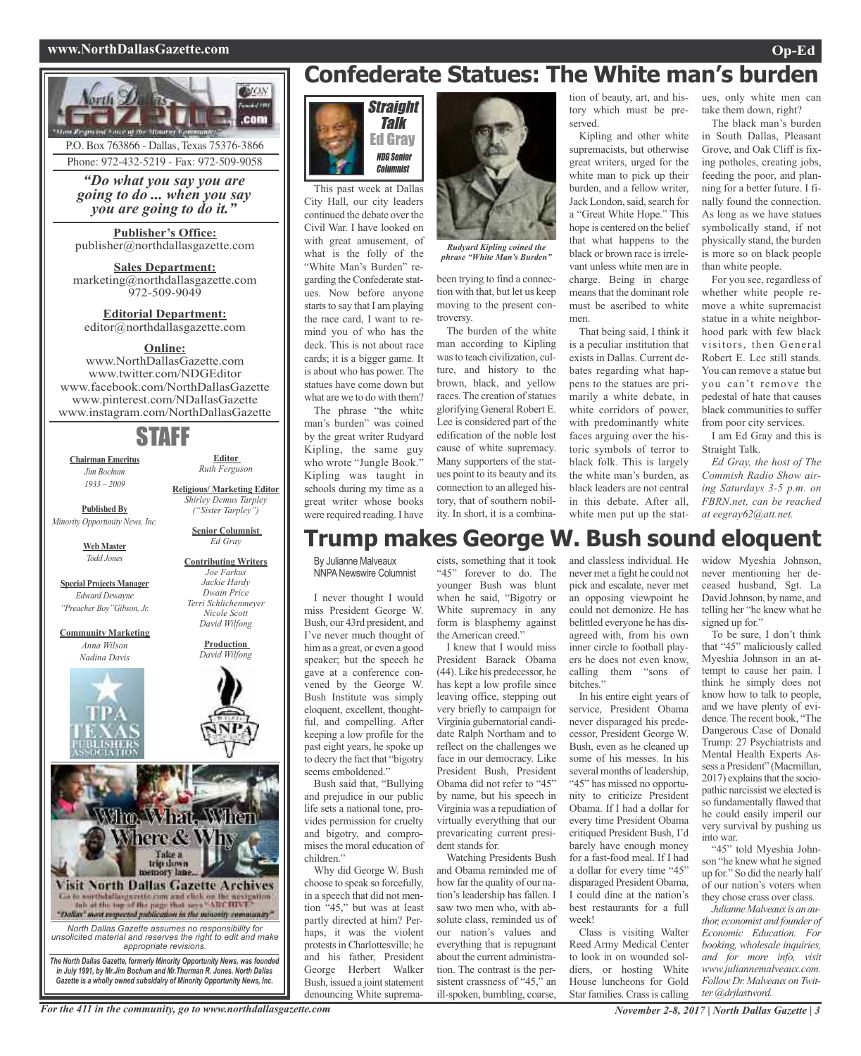**P.O. Box 763866 - Dallas, Texas 75376-3866**
Phone: 972-432-5219 - Fax: 972-509-9058

*"Do what you say you are going to do ... when you say you are going to do it."*

**Publisher's Office:**
publisher@northdallasgazette.com

**Sales Department:**
marketing@northdallasgazette.com
972-509-9049

**Editorial Department:**
editor@northdallasgazette.com

**Online:**
www.NorthDallasGazette.com
www.twitter.com/NDGEditor
www.facebook.com/NorthDallasGazette
www.pinterest.com/NDallasGazette
www.instagram.com/NorthDallasGazette

## STAFF

**Chairman Emeritus**
*Jim Bochum*
*1933 – 2009*

**Published By**
*Minority Opportunity News, Inc.*

**Web Master**
*Todd Jones*

**Special Projects Manager**
*Edward Dewayne "Preacher Boy" Gibson, Jr.*

**Community Marketing**
*Anna Wilson*
*Nadina Davis*

**Editor**
*Ruth Ferguson*

**Religious/ Marketing Editor**
*Shirley Demus Tarpley ("Sister Tarpley")*

**Senior Columnist**
*Ed Gray*

**Contributing Writers**
*Joe Farkus*
*Jackie Hardy*
*Dwain Price*
*Terri Schlichenmeyer*
*Nicole Scott*
*David Wilfong*

**Production**
*David Wilfong*

Who, What, When Where & Why
Take a trip down memory lane...
**Visit North Dallas Gazette Archives**
Go to northdallasgazette.com and click on the navigation tab at the top of the page that says "ARCHIVE"
"Dallas' most respected publication in the minority community"

*North Dallas Gazette assumes no responsibility for unsolicited material and reserves the right to edit and make appropriate revisions.*

***The North Dallas Gazette, formerly Minority Opportunity News, was founded in July 1991, by Mr.Jim Bochum and Mr.Thurman R. Jones. North Dallas Gazette is a wholly owned subsidairy of Minority Opportunity News, Inc.***

# Confederate Statues: The White man's burden

**Straight Talk**
**Ed Gray**
*NDG Senior Columnist*

This past week at Dallas City Hall, our city leaders continued the debate over the Civil War. I have looked on with great amusement, of what is the folly of the "White Man's Burden" regarding the Confederate statues. Now before anyone starts to say that I am playing the race card, I want to remind you of who has the deck. This is not about race cards; it is a bigger game. It is about who has power. The statues have come down but what are we to do with them?

The phrase "the white man's burden" was coined by the great writer Rudyard Kipling, the same guy who wrote "Jungle Book." Kipling was taught in schools during my time as a great writer whose books were required reading. I have been trying to find a connection with that, but let us keep moving to the present controversy.

*Rudyard Kipling coined the phrase "White Man's Burden"*

The burden of the white man according to Kipling was to teach civilization, culture, and history to the brown, black, and yellow races. The creation of statues glorifying General Robert E. Lee is considered part of the edification of the noble lost cause of white supremacy. Many supporters of the statues point to its beauty and its connection to an alleged history, that of southern nobility. In short, it is a combination of beauty, art, and history which must be preserved.

Kipling and other white supremacists, but otherwise great writers, urged for the white man to pick up their burden, and a fellow writer, Jack London, said, search for a "Great White Hope." This hope is centered on the belief that what happens to the black or brown race is irrelevant unless white men are in charge. Being in charge means that the dominant role must be ascribed to white men.

That being said, I think it is a peculiar institution that exists in Dallas. Current debates regarding what happens to the statues are primarily a white debate, in white corridors of power, with predominantly white faces arguing over the historic symbols of terror to black folk. This is largely the white man's burden, as black leaders are not central in this debate. After all, white men put up the statues, only white men can take them down, right?

The black man's burden in South Dallas, Pleasant Grove, and Oak Cliff is fixing potholes, creating jobs, feeding the poor, and planning for a better future. I finally found the connection. As long as we have statues symbolically stand, if not physically stand, the burden is more so on black people than white people.

For you see, regardless of whether white people remove a white supremacist statue in a white neighborhood park with few black visitors, then General Robert E. Lee still stands. You can remove a statue but you can't remove the pedestal of hate that causes black communities to suffer from poor city services.

I am Ed Gray and this is Straight Talk.

*Ed Gray, the host of The Commish Radio Show airing Saturdays 3-5 p.m. on FBRN.net, can be reached at eegray62@att.net.*

# Trump makes George W. Bush sound eloquent

By Julianne Malveaux
NNPA Newswire Columnist

I never thought I would miss President George W. Bush, our 43rd president, and I've never much thought of him as a great, or even a good speaker; but the speech he gave at a conference convened by the George W. Bush Institute was simply eloquent, excellent, thoughtful, and compelling. After keeping a low profile for the past eight years, he spoke up to decry the fact that "bigotry seems emboldened."

Bush said that, "Bullying and prejudice in our public life sets a national tone, provides permission for cruelty and bigotry, and compromises the moral education of children."

Why did George W. Bush choose to speak so forcefully, in a speech that did not mention "45," but was at least partly directed at him? Perhaps, it was the violent protests in Charlottesville; he and his father, President George Herbert Walker Bush, issued a joint statement denouncing White supremacists, something that it took "45" forever to do. The younger Bush was blunt when he said, "Bigotry or White supremacy in any form is blasphemy against the American creed."

I knew that I would miss President Barack Obama (44). Like his predecessor, he has kept a low profile since leaving office, stepping out very briefly to campaign for Virginia gubernatorial candidate Ralph Northam and to reflect on the challenges we face in our democracy. Like President Bush, President Obama did not refer to "45" by name, but his speech in Virginia was a repudiation of virtually everything that our prevaricating current president stands for.

Watching Presidents Bush and Obama reminded me of how far the quality of our nation's leadership has fallen. I saw two men who, with absolute class, reminded us of our nation's values and everything that is repugnant about the current administration. The contrast is the persistent crassness of "45," an ill-spoken, bumbling, coarse, and classless individual. He never met a fight he could not pick and escalate, never met an opposing viewpoint he could not demonize. He has belittled everyone he has disagreed with, from his own inner circle to football players he does not even know, calling them "sons of bitches."

In his entire eight years of service, President Obama never disparaged his predecessor, President George W. Bush, even as he cleaned up some of his messes. In his several months of leadership, "45" has missed no opportunity to criticize President Obama. If I had a dollar for every time President Obama critiqued President Bush, I'd barely have enough money for a fast-food meal. If I had a dollar for every time "45" disparaged President Obama, I could dine at the nation's best restaurants for a full week!

Class is visiting Walter Reed Army Medical Center to look in on wounded soldiers, or hosting White House luncheons for Gold Star families. Crass is calling widow Myeshia Johnson, never mentioning her deceased husband, Sgt. La David Johnson, by name, and telling her "he knew what he signed up for."

To be sure, I don't think that "45" maliciously called Myeshia Johnson in an attempt to cause her pain. I think he simply does not know how to talk to people, and we have plenty of evidence. The recent book, "The Dangerous Case of Donald Trump: 27 Psychiatrists and Mental Health Experts Assess a President" (Macmillan, 2017) explains that the sociopathic narcissist we elected is so fundamentally flawed that he could easily imperil our very survival by pushing us into war.

"45" told Myeshia Johnson "he knew what he signed up for." So did the nearly half of our nation's voters when they chose crass over class.

*Julianne Malveaux is an author, economist and founder of Economic Education. For booking, wholesale inquiries, and for more info, visit www.juliannemalveaux.com. Follow Dr. Malveaux on Twitter @drjlastword.*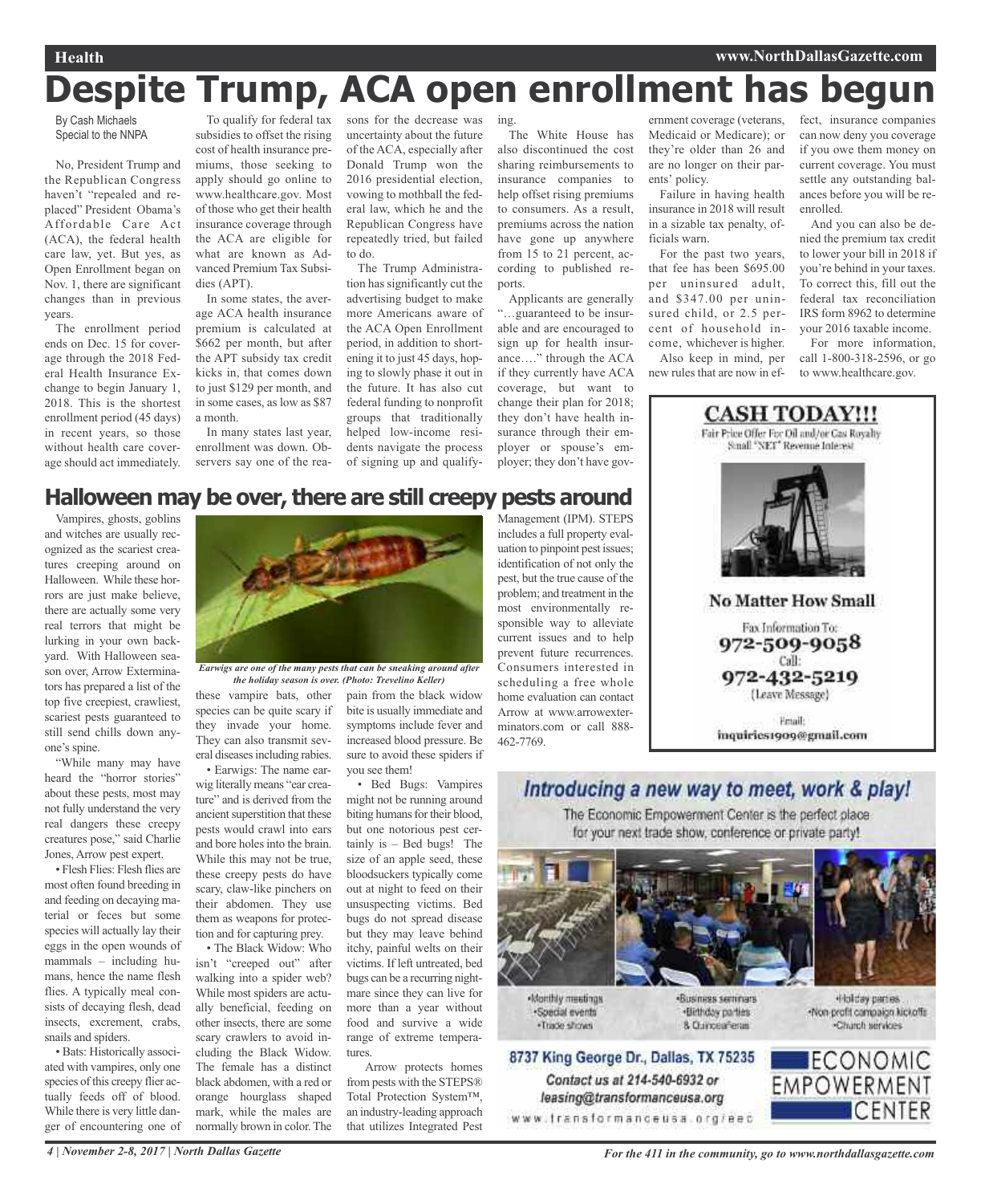# Despite Trump, ACA open enrollment has begun

By Cash Michaels
Special to the NNPA

No, President Trump and the Republican Congress haven't "repealed and replaced" President Obama's Affordable Care Act (ACA), the federal health care law, yet. But yes, as Open Enrollment began on Nov. 1, there are significant changes than in previous years.

The enrollment period ends on Dec. 15 for coverage through the 2018 Federal Health Insurance Exchange to begin January 1, 2018. This is the shortest enrollment period (45 days) in recent years, so those without health care coverage should act immediately.

To qualify for federal tax subsidies to offset the rising cost of health insurance premiums, those seeking to apply should go online to www.healthcare.gov. Most of those who get their health insurance coverage through the ACA are eligible for what are known as Advanced Premium Tax Subsidies (APT).

In some states, the average ACA health insurance premium is calculated at $662 per month, but after the APT subsidy tax credit kicks in, that comes down to just $129 per month, and in some cases, as low as $87 a month.

In many states last year, enrollment was down. Observers say one of the reasons for the decrease was uncertainty about the future of the ACA, especially after Donald Trump won the 2016 presidential election, vowing to mothball the federal law, which he and the Republican Congress have repeatedly tried, but failed to do.

The Trump Administration has significantly cut the advertising budget to make more Americans aware of the ACA Open Enrollment period, in addition to shortening it to just 45 days, hoping to slowly phase it out in the future. It has also cut federal funding to nonprofit groups that traditionally helped low-income residents navigate the process of signing up and qualifying.

The White House has also discontinued the cost sharing reimbursements to insurance companies to help offset rising premiums to consumers. As a result, premiums across the nation have gone up anywhere from 15 to 21 percent, according to published reports.

Applicants are generally "…guaranteed to be insurable and are encouraged to sign up for health insurance…." through the ACA if they currently have ACA coverage, but want to change their plan for 2018; they don't have health insurance through their employer or spouse's employer; they don't have government coverage (veterans, Medicaid or Medicare); or they're older than 26 and are no longer on their parents' policy.

Failure in having health insurance in 2018 will result in a sizable tax penalty, officials warn.

For the past two years, that fee has been $695.00 per uninsured adult, and $347.00 per uninsured child, or 2.5 percent of household income, whichever is higher.

Also keep in mind, per new rules that are now in effect, insurance companies can now deny you coverage if you owe them money on current coverage. You must settle any outstanding balances before you will be re-enrolled.

And you can also be denied the premium tax credit to lower your bill in 2018 if you're behind in your taxes. To correct this, fill out the federal tax reconciliation IRS form 8962 to determine your 2016 taxable income.

For more information, call 1-800-318-2596, or go to www.healthcare.gov.

## Halloween may be over, there are still creepy pests around

Vampires, ghosts, goblins and witches are usually recognized as the scariest creatures creeping around on Halloween. While these horrors are just make believe, there are actually some very real terrors that might be lurking in your own backyard. With Halloween season over, Arrow Exterminators has prepared a list of the top five creepiest, crawliest, scariest pests guaranteed to still send chills down anyone's spine.

"While many may have heard the "horror stories" about these pests, most may not fully understand the very real dangers these creepy creatures pose," said Charlie Jones, Arrow pest expert.

- Flesh Flies: Flesh flies are most often found breeding in and feeding on decaying material or feces but some species will actually lay their eggs in the open wounds of mammals – including humans, hence the name flesh flies. A typically meal consists of decaying flesh, dead insects, excrement, crabs, snails and spiders.
- Bats: Historically associated with vampires, only one species of this creepy flier actually feeds off of blood. While there is very little danger of encountering one of these vampire bats, other species can be quite scary if they invade your home. They can also transmit several diseases including rabies.
- Earwigs: The name earwig literally means "ear creature" and is derived from the ancient superstition that these pests would crawl into ears and bore holes into the brain. While this may not be true, these creepy pests do have scary, claw-like pinchers on their abdomen. They use them as weapons for protection and for capturing prey.
- The Black Widow: Who isn't "creeped out" after walking into a spider web? While most spiders are actually beneficial, feeding on other insects, there are some scary crawlers to avoid including the Black Widow. The female has a distinct black abdomen, with a red or orange hourglass shaped mark, while the males are normally brown in color. The pain from the black widow bite is usually immediate and symptoms include fever and increased blood pressure. Be sure to avoid these spiders if you see them!
- Bed Bugs: Vampires might not be running around biting humans for their blood, but one notorious pest certainly is – Bed bugs! The size of an apple seed, these bloodsuckers typically come out at night to feed on their unsuspecting victims. Bed bugs do not spread disease but they may leave behind itchy, painful welts on their victims. If left untreated, bed bugs can be a recurring nightmare since they can live for more than a year without food and survive a wide range of extreme temperatures.

*Earwigs are one of the many pests that can be sneaking around after the holiday season is over. (Photo: Trevelino Keller)*

Arrow protects homes from pests with the STEPS® Total Protection System™, an industry-leading approach that utilizes Integrated Pest Management (IPM). STEPS includes a full property evaluation to pinpoint pest issues; identification of not only the pest, but the true cause of the problem; and treatment in the most environmentally responsible way to alleviate current issues and to help prevent future recurrences. Consumers interested in scheduling a free whole home evaluation can contact Arrow at www.arrowexterminators.com or call 888-462-7769.

---

**CASH TODAY!!!**
Fair Price Offer For Oil and/or Gas Royalty
Small "NET" Revenue Interest

**No Matter How Small**

Fax Information To:
**972-509-9058**
Call:
**972-432-5219**
(Leave Message)

Email:
inquiries1909@gmail.com

---

***Introducing a new way to meet, work & play!***

The Economic Empowerment Center is the perfect place for your next trade show, conference or private party!

- Monthly meetings
- Special events
- Trade shows
- Business seminars
- Birthday parties
- & Quinceañeras
- Holiday parties
- Non-profit campaign kickoffs
- Church services

**8737 King George Dr., Dallas, TX 75235**
*Contact us at 214-540-6932 or leasing@transformanceusa.org*
www.transformanceusa.org/eec

ECONOMIC EMPOWERMENT CENTER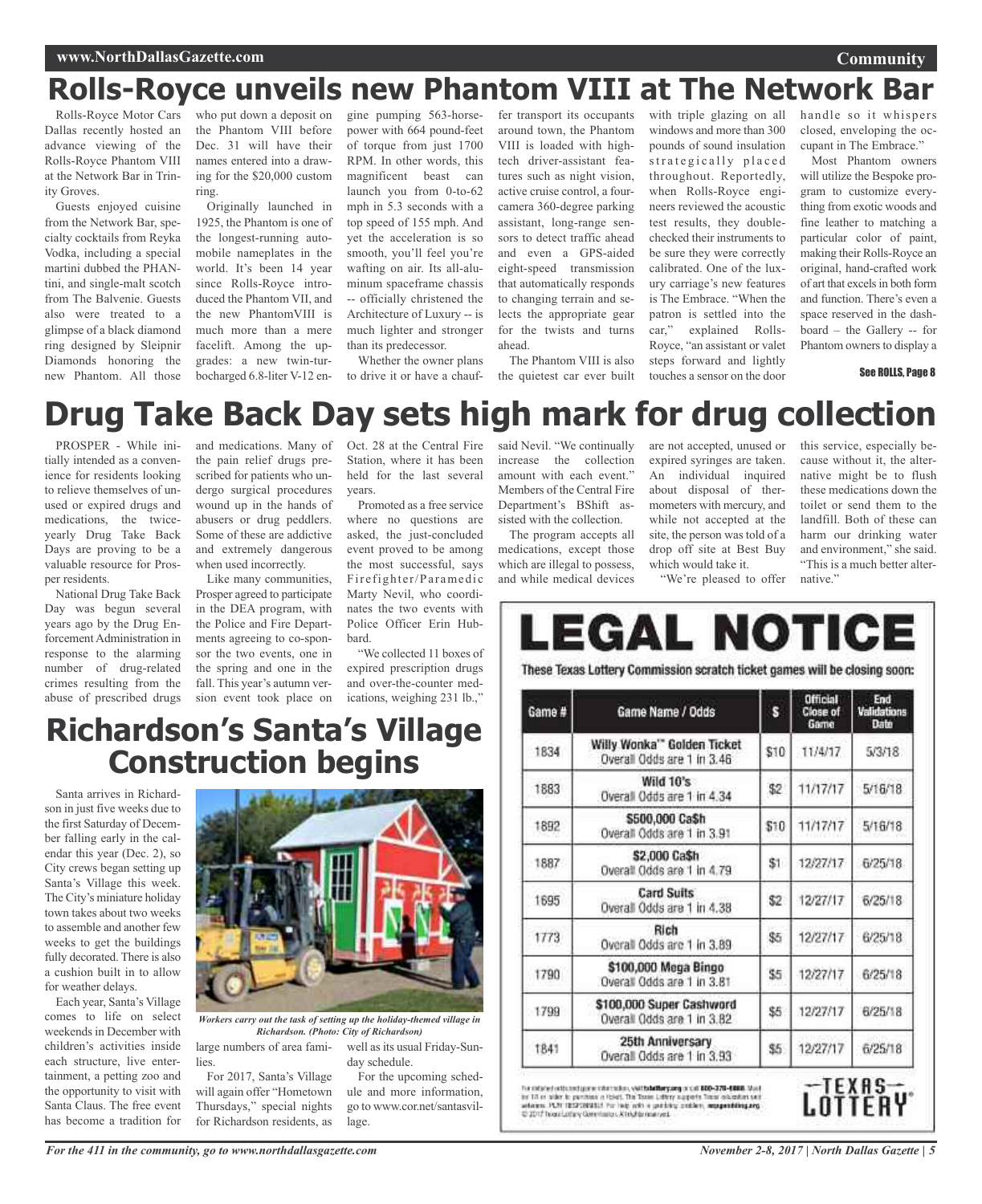# Rolls-Royce unveils new Phantom VIII at The Network Bar

Rolls-Royce Motor Cars Dallas recently hosted an advance viewing of the Rolls-Royce Phantom VIII at the Network Bar in Trinity Groves.

Guests enjoyed cuisine from the Network Bar, specialty cocktails from Reyka Vodka, including a special martini dubbed the PHANtini, and single-malt scotch from The Balvenie. Guests also were treated to a glimpse of a black diamond ring designed by Sleipnir Diamonds honoring the new Phantom. All those who put down a deposit on the Phantom VIII before Dec. 31 will have their names entered into a drawing for the $20,000 custom ring.

Originally launched in 1925, the Phantom is one of the longest-running automobile nameplates in the world. It's been 14 year since Rolls-Royce introduced the Phantom VII, and the new PhantomVIII is much more than a mere facelift. Among the upgrades: a new twin-turbocharged 6.8-liter V-12 engine pumping 563-horsepower with 664 pound-feet of torque from just 1700 RPM. In other words, this magnificent beast can launch you from 0-to-62 mph in 5.3 seconds with a top speed of 155 mph. And yet the acceleration is so smooth, you'll feel you're wafting on air. Its all-aluminum spaceframe chassis -- officially christened the Architecture of Luxury -- is much lighter and stronger than its predecessor.

Whether the owner plans to drive it or have a chauffer transport its occupants around town, the Phantom VIII is loaded with high-tech driver-assistant features such as night vision, active cruise control, a four-camera 360-degree parking assistant, long-range sensors to detect traffic ahead and even a GPS-aided eight-speed transmission that automatically responds to changing terrain and selects the appropriate gear for the twists and turns ahead.

The Phantom VIII is also the quietest car ever built with triple glazing on all windows and more than 300 pounds of sound insulation strategically placed throughout. Reportedly, when Rolls-Royce engineers reviewed the acoustic test results, they double-checked their instruments to be sure they were correctly calibrated. One of the luxury carriage's new features is The Embrace. "When the patron is settled into the car," explained Rolls-Royce, "an assistant or valet steps forward and lightly touches a sensor on the door handle so it whispers closed, enveloping the occupant in The Embrace."

Most Phantom owners will utilize the Bespoke program to customize everything from exotic woods and fine leather to matching a particular color of paint, making their Rolls-Royce an original, hand-crafted work of art that excels in both form and function. There's even a space reserved in the dashboard – the Gallery -- for Phantom owners to display a

See ROLLS, Page 8

# Drug Take Back Day sets high mark for drug collection

PROSPER - While initially intended as a convenience for residents looking to relieve themselves of unused or expired drugs and medications, the twice-yearly Drug Take Back Days are proving to be a valuable resource for Prosper residents.

National Drug Take Back Day was begun several years ago by the Drug Enforcement Administration in response to the alarming number of drug-related crimes resulting from the abuse of prescribed drugs and medications. Many of the pain relief drugs prescribed for patients who undergo surgical procedures wound up in the hands of abusers or drug peddlers. Some of these are addictive and extremely dangerous when used incorrectly.

Like many communities, Prosper agreed to participate in the DEA program, with the Police and Fire Departments agreeing to co-sponsor the two events, one in the spring and one in the fall. This year's autumn version event took place on Oct. 28 at the Central Fire Station, where it has been held for the last several years.

Promoted as a free service where no questions are asked, the just-concluded event proved to be among the most successful, says Firefighter/Paramedic Marty Nevil, who coordinates the two events with Police Officer Erin Hubbard.

"We collected 11 boxes of expired prescription drugs and over-the-counter medications, weighing 231 lb.," said Nevil. "We continually increase the collection amount with each event." Members of the Central Fire Department's BShift assisted with the collection.

The program accepts all medications, except those which are illegal to possess, and while medical devices are not accepted, unused or expired syringes are taken. An individual inquired about disposal of thermometers with mercury, and while not accepted at the site, the person was told of a drop off site at Best Buy which would take it.

"We're pleased to offer this service, especially because without it, the alternative might be to flush these medications down the toilet or send them to the landfill. Both of these can harm our drinking water and environment," she said. "This is a much better alternative."

# Richardson's Santa's Village Construction begins

Santa arrives in Richardson in just five weeks due to the first Saturday of December falling early in the calendar this year (Dec. 2), so City crews began setting up Santa's Village this week. The City's miniature holiday town takes about two weeks to assemble and another few weeks to get the buildings fully decorated. There is also a cushion built in to allow for weather delays.

Each year, Santa's Village comes to life on select weekends in December with children's activities inside each structure, live entertainment, a petting zoo and the opportunity to visit with Santa Claus. The free event has become a tradition for large numbers of area families.

*Workers carry out the task of setting up the holiday-themed village in Richardson. (Photo: City of Richardson)*

For 2017, Santa's Village will again offer "Hometown Thursdays," special nights for Richardson residents, as well as its usual Friday-Sunday schedule.

For the upcoming schedule and more information, go to www.cor.net/santasvillage.

# LEGAL NOTICE

**These Texas Lottery Commission scratch ticket games will be closing soon:**

| Game # | Game Name / Odds | $ | Official Close of Game | End Validations Date |
|---|---|---|---|---|
| 1834 | Willy Wonka™ Golden Ticket<br>Overall Odds are 1 in 3.46 | $10 | 11/4/17 | 5/3/18 |
| 1883 | Wild 10's<br>Overall Odds are 1 in 4.34 | $2 | 11/17/17 | 5/16/18 |
| 1892 | $500,000 Ca$h<br>Overall Odds are 1 in 3.91 | $10 | 11/17/17 | 5/16/18 |
| 1887 | $2,000 Ca$h<br>Overall Odds are 1 in 4.79 | $1 | 12/27/17 | 6/25/18 |
| 1695 | Card Suits<br>Overall Odds are 1 in 4.38 | $2 | 12/27/17 | 6/25/18 |
| 1773 | Rich<br>Overall Odds are 1 in 3.89 | $5 | 12/27/17 | 6/25/18 |
| 1790 | $100,000 Mega Bingo<br>Overall Odds are 1 in 3.81 | $5 | 12/27/17 | 6/25/18 |
| 1799 | $100,000 Super Cashword<br>Overall Odds are 1 in 3.82 | $5 | 12/27/17 | 6/25/18 |
| 1841 | 25th Anniversary<br>Overall Odds are 1 in 3.93 | $5 | 12/27/17 | 6/25/18 |

For detailed odds and game information, visit txlottery.org or call 800-375-6886. Must be 18 or older to purchase a ticket. The Texas Lottery supports Texas education and veterans. PLAY RESPONSIBLY. For help with a gambling problem, ncpgambling.org. © 2017 Texas Lottery Commission. All rights reserved.

TEXAS LOTTERY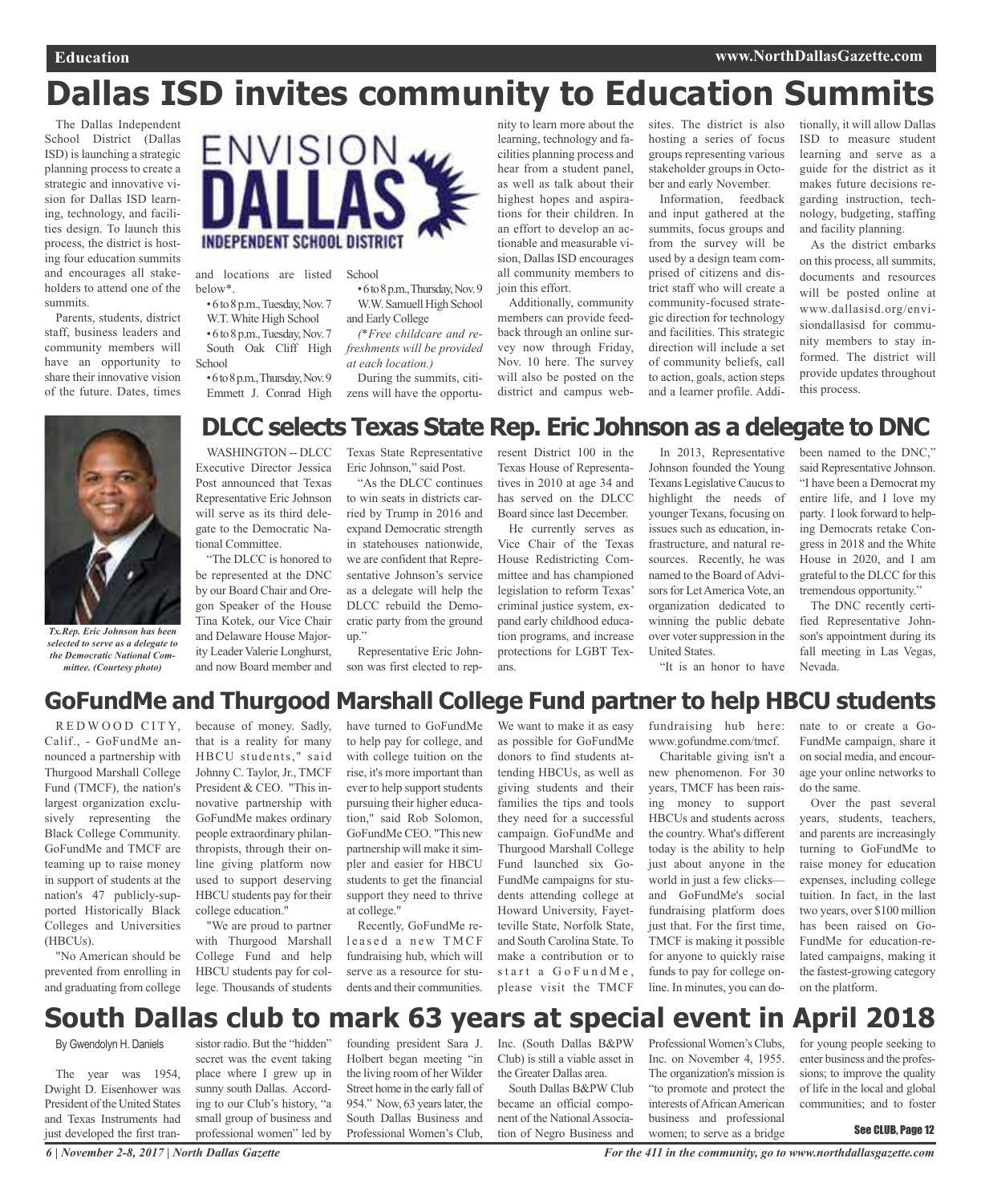# Dallas ISD invites community to Education Summits

The Dallas Independent School District (Dallas ISD) is launching a strategic planning process to create a strategic and innovative vision for Dallas ISD learning, technology, and facilities design. To launch this process, the district is hosting four education summits and encourages all stakeholders to attend one of the summits.

Parents, students, district staff, business leaders and community members will have an opportunity to share their innovative vision of the future. Dates, times and locations are listed below*.

- 6 to 8 p.m., Tuesday, Nov. 7 W.T. White High School
- 6 to 8 p.m., Tuesday, Nov. 7 South Oak Cliff High School
- 6 to 8 p.m., Thursday, Nov. 9 Emmett J. Conrad High School
- 6 to 8 p.m., Thursday, Nov. 9 W.W. Samuell High School and Early College

*(*Free childcare and refreshments will be provided at each location.)*

During the summits, citizens will have the opportunity to learn more about the learning, technology and facilities planning process and hear from a student panel, as well as talk about their highest hopes and aspirations for their children. In an effort to develop an actionable and measurable vision, Dallas ISD encourages all community members to join this effort.

Additionally, community members can provide feedback through an online survey now through Friday, Nov. 10 here. The survey will also be posted on the district and campus websites. The district is also hosting a series of focus groups representing various stakeholder groups in October and early November.

Information, feedback and input gathered at the summits, focus groups and from the survey will be used by a design team comprised of citizens and district staff who will create a community-focused strategic direction for technology and facilities. This strategic direction will include a set of community beliefs, call to action, goals, action steps and a learner profile. Additionally, it will allow Dallas ISD to measure student learning and serve as a guide for the district as it makes future decisions regarding instruction, technology, budgeting, staffing and facility planning.

As the district embarks on this process, all summits, documents and resources will be posted online at www.dallasisd.org/envisiondallasisd for community members to stay informed. The district will provide updates throughout this process.

# DLCC selects Texas State Rep. Eric Johnson as a delegate to DNC

*Tx.Rep. Eric Johnson has been selected to serve as a delegate to the Democratic National Committee. (Courtesy photo)*

WASHINGTON -- DLCC Executive Director Jessica Post announced that Texas Representative Eric Johnson will serve as its third delegate to the Democratic National Committee.

"The DLCC is honored to be represented at the DNC by our Board Chair and Oregon Speaker of the House Tina Kotek, our Vice Chair and Delaware House Majority Leader Valerie Longhurst, and now Board member and Texas State Representative Eric Johnson," said Post.

"As the DLCC continues to win seats in districts carried by Trump in 2016 and expand Democratic strength in statehouses nationwide, we are confident that Representative Johnson's service as a delegate will help the DLCC rebuild the Democratic party from the ground up."

Representative Eric Johnson was first elected to represent District 100 in the Texas House of Representatives in 2010 at age 34 and has served on the DLCC Board since last December.

He currently serves as Vice Chair of the Texas House Redistricting Committee and has championed legislation to reform Texas' criminal justice system, expand early childhood education programs, and increase protections for LGBT Texans.

In 2013, Representative Johnson founded the Young Texans Legislative Caucus to highlight the needs of younger Texans, focusing on issues such as education, infrastructure, and natural resources. Recently, he was named to the Board of Advisors for Let America Vote, an organization dedicated to winning the public debate over voter suppression in the United States.

"It is an honor to have been named to the DNC," said Representative Johnson. "I have been a Democrat my entire life, and I love my party. I look forward to helping Democrats retake Congress in 2018 and the White House in 2020, and I am grateful to the DLCC for this tremendous opportunity."

The DNC recently certified Representative Johnson's appointment during its fall meeting in Las Vegas, Nevada.

# GoFundMe and Thurgood Marshall College Fund partner to help HBCU students

REDWOOD CITY, Calif., - GoFundMe announced a partnership with Thurgood Marshall College Fund (TMCF), the nation's largest organization exclusively representing the Black College Community. GoFundMe and TMCF are teaming up to raise money in support of students at the nation's 47 publicly-supported Historically Black Colleges and Universities (HBCUs).

"No American should be prevented from enrolling in and graduating from college because of money. Sadly, that is a reality for many HBCU students," said Johnny C. Taylor, Jr., TMCF President & CEO. "This innovative partnership with GoFundMe makes ordinary people extraordinary philanthropists, through their online giving platform now used to support deserving HBCU students pay for their college education."

"We are proud to partner with Thurgood Marshall College Fund and help HBCU students pay for college. Thousands of students have turned to GoFundMe to help pay for college, and with college tuition on the rise, it's more important than ever to help support students pursuing their higher education," said Rob Solomon, GoFundMe CEO. "This new partnership will make it simpler and easier for HBCU students to get the financial support they need to thrive at college."

Recently, GoFundMe released a new TMCF fundraising hub, which will serve as a resource for students and their communities. We want to make it as easy as possible for GoFundMe donors to find students attending HBCUs, as well as giving students and their families the tips and tools they need for a successful campaign. GoFundMe and Thurgood Marshall College Fund launched six GoFundMe campaigns for students attending college at Howard University, Fayetteville State, Norfolk State, and South Carolina State. To make a contribution or to start a GoFundMe, please visit the TMCF fundraising hub here: www.gofundme.com/tmcf.

Charitable giving isn't a new phenomenon. For 30 years, TMCF has been raising money to support HBCUs and students across the country. What's different today is the ability to help just about anyone in the world in just a few clicks—and GoFundMe's social fundraising platform does just that. For the first time, TMCF is making it possible for anyone to quickly raise funds to pay for college online. In minutes, you can donate to or create a GoFundMe campaign, share it on social media, and encourage your online networks to do the same.

Over the past several years, students, teachers, and parents are increasingly turning to GoFundMe to raise money for education expenses, including college tuition. In fact, in the last two years, over $100 million has been raised on GoFundMe for education-related campaigns, making it the fastest-growing category on the platform.

# South Dallas club to mark 63 years at special event in April 2018

By Gwendolyn H. Daniels

The year was 1954, Dwight D. Eisenhower was President of the United States and Texas Instruments had just developed the first transistor radio. But the "hidden" secret was the event taking place where I grew up in sunny south Dallas. According to our Club's history, "a small group of business and professional women" led by founding president Sara J. Holbert began meeting "in the living room of her Wilder Street home in the early fall of 954." Now, 63 years later, the South Dallas Business and Professional Women's Club, Inc. (South Dallas B&PW Club) is still a viable asset in the Greater Dallas area.

South Dallas B&PW Club became an official component of the National Association of Negro Business and Professional Women's Clubs, Inc. on November 4, 1955. The organization's mission is "to promote and protect the interests of African American business and professional women; to serve as a bridge for young people seeking to enter business and the professions; to improve the quality of life in the local and global communities; and to foster

See CLUB, Page 12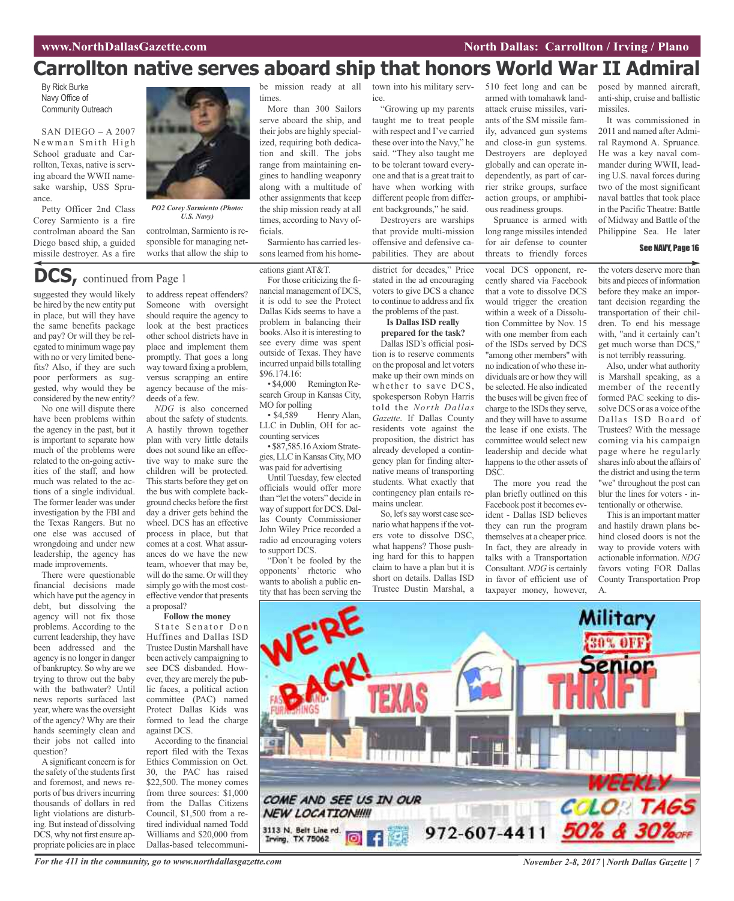# Carrollton native serves aboard ship that honors World War II Admiral

By Rick Burke
Navy Office of Community Outreach

SAN DIEGO – A 2007 Newman Smith High School graduate and Carrollton, Texas, native is serving aboard the WWII namesake warship, USS Spruance.

*PO2 Corey Sarmiento (Photo: U.S. Navy)*

Petty Officer 2nd Class Corey Sarmiento is a fire controlman aboard the San Diego based ship, a guided missile destroyer. As a fire controlman, Sarmiento is responsible for managing networks that allow the ship to be mission ready at all times.

More than 300 Sailors serve aboard the ship, and their jobs are highly specialized, requiring both dedication and skill. The jobs range from maintaining engines to handling weaponry along with a multitude of other assignments that keep the ship mission ready at all times, according to Navy officials.

Sarmiento has carried lessons learned from his hometown into his military service.

"Growing up my parents taught me to treat people with respect and I've carried these over into the Navy," he said. "They also taught me to be tolerant toward everyone and that is a great trait to have when working with different people from different backgrounds," he said.

Destroyers are warships that provide multi-mission offensive and defensive capabilities. They are about 510 feet long and can be armed with tomahawk land-attack cruise missiles, variants of the SM missile family, advanced gun systems and close-in gun systems. Destroyers are deployed globally and can operate independently, as part of carrier strike groups, surface action groups, or amphibious readiness groups.

Spruance is armed with long range missiles intended for air defense to counter threats to friendly forces posed by manned aircraft, anti-ship, cruise and ballistic missiles.

It was commissioned in 2011 and named after Admiral Raymond A. Spruance. He was a key naval commander during WWII, leading U.S. naval forces during two of the most significant naval battles that took place in the Pacific Theatre: Battle of Midway and Battle of the Philippine Sea. He later

**See NAVY, Page 16**

## DCS, continued from Page 1

suggested they would likely be hired by the new entity put in place, but will they have the same benefits package and pay? Or will they be relegated to minimum wage pay with no or very limited benefits? Also, if they are such poor performers as suggested, why would they be considered by the new entity?

No one will dispute there have been problems within the agency in the past, but it is important to separate how much of the problems were related to the on-going activities of the staff, and how much was related to the actions of a single individual. The former leader was under investigation by the FBI and the Texas Rangers. But no one else was accused of wrongdoing and under new leadership, the agency has made improvements.

There were questionable financial decisions made which have put the agency in debt, but dissolving the agency will not fix those problems. According to the current leadership, they have been addressed and the agency is no longer in danger of bankruptcy. So why are we trying to throw out the baby with the bathwater? Until news reports surfaced last year, where was the oversight of the agency? Why are their hands seemingly clean and their jobs not called into question?

A significant concern is for the safety of the students first and foremost, and news reports of bus drivers incurring thousands of dollars in red light violations are disturbing. But instead of dissolving DCS, why not first ensure appropriate policies are in place to address repeat offenders? Someone with oversight should require the agency to look at the best practices other school districts have in place and implement them promptly. That goes a long way toward fixing a problem, versus scrapping an entire agency because of the misdeeds of a few.

*NDG* is also concerned about the safety of students. A hastily thrown together plan with very little details does not sound like an effective way to make sure the children will be protected. This starts before they get on the bus with complete background checks before the first day a driver gets behind the wheel. DCS has an effective process in place, but that comes at a cost. What assurances do we have the new team, whoever that may be, will do the same. Or will they simply go with the most cost-effective vendor that presents a proposal?

**Follow the money**

State Senator Don Huffines and Dallas ISD Trustee Dustin Marshall have been actively campaigning to see DCS disbanded. However, they are merely the public faces, a political action committee (PAC) named Protect Dallas Kids was formed to lead the charge against DCS.

According to the financial report filed with the Texas Ethics Commission on Oct. 30, the PAC has raised $22,500. The money comes from three sources: $1,000 from the Dallas Citizens Council, $1,500 from a retired individual named Todd Williams and $20,000 from Dallas-based telecommunications giant AT&T.

For those criticizing the financial management of DCS, it is odd to see the Protect Dallas Kids seems to have a problem in balancing their books. Also it is interesting to see every dime was spent outside of Texas. They have incurred unpaid bills totalling $96.174.16:

- $4,000 Remington Research Group in Kansas City, MO for polling
- $4,589 Henry Alan, LLC in Dublin, OH for accounting services
- $87,585.16 Axiom Strategies, LLC in Kansas City, MO was paid for advertising

Until Tuesday, few elected officials would offer more than "let the voters" decide in way of support for DCS. Dallas County Commissioner John Wiley Price recorded a radio ad encouraging voters to support DCS.

"Don't be fooled by the opponents' rhetoric who wants to abolish a public entity that has been serving the district for decades," Price stated in the ad encouraging voters to give DCS a chance to continue to address and fix the problems of the past.

**Is Dallas ISD really prepared for the task?**

Dallas ISD's official position is to reserve comments on the proposal and let voters make up their own minds on whether to save DCS, spokesperson Robyn Harris told the *North Dallas Gazette*. If Dallas County residents vote against the proposition, the district has already developed a contingency plan for finding alternative means of transporting students. What exactly that contingency plan entails remains unclear.

So, let's say worst case scenario what happens if the voters vote to dissolve DSC, what happens? Those pushing hard for this to happen claim to have a plan but it is short on details. Dallas ISD Trustee Dustin Marshal, a vocal DCS opponent, recently shared via Facebook that a vote to dissolve DCS would trigger the creation within a week of a Dissolution Committee by Nov. 15 with one member from each of the ISDs served by DCS "among other members" with no indication of who these individuals are or how they will be selected. He also indicated the buses will be given free of charge to the ISDs they serve, and they will have to assume the lease if one exists. The committee would select new leadership and decide what happens to the other assets of DSC.

The more you read the plan briefly outlined on this Facebook post it becomes evident - Dallas ISD believes they can run the program themselves at a cheaper price. In fact, they are already in talks with a Transportation Consultant. *NDG* is certainly in favor of efficient use of taxpayer money, however, the voters deserve more than bits and pieces of information before they make an important decision regarding the transportation of their children. To end his message with, "and it certainly can't get much worse than DCS," is not terribly reassuring.

Also, under what authority is Marshall speaking, as a member of the recently formed PAC seeking to dissolve DCS or as a voice of the Dallas ISD Board of Trustees? With the message coming via his campaign page where he regularly shares info about the affairs of the district and using the term "we" throughout the post can blur the lines for voters - intentionally or otherwise.

This is an important matter and hastily drawn plans behind closed doors is not the way to provide voters with actionable information. *NDG* favors voting FOR Dallas County Transportation Prop A.

WE'RE BACK!

TEXAS THRIFT

Military 30% OFF Senior

WEEKLY COLOR TAGS 50% & 30% OFF

COME AND SEE US IN OUR NEW LOCATION!!!!!

3113 N. Belt Line rd. Irving, TX 75062

972-607-4411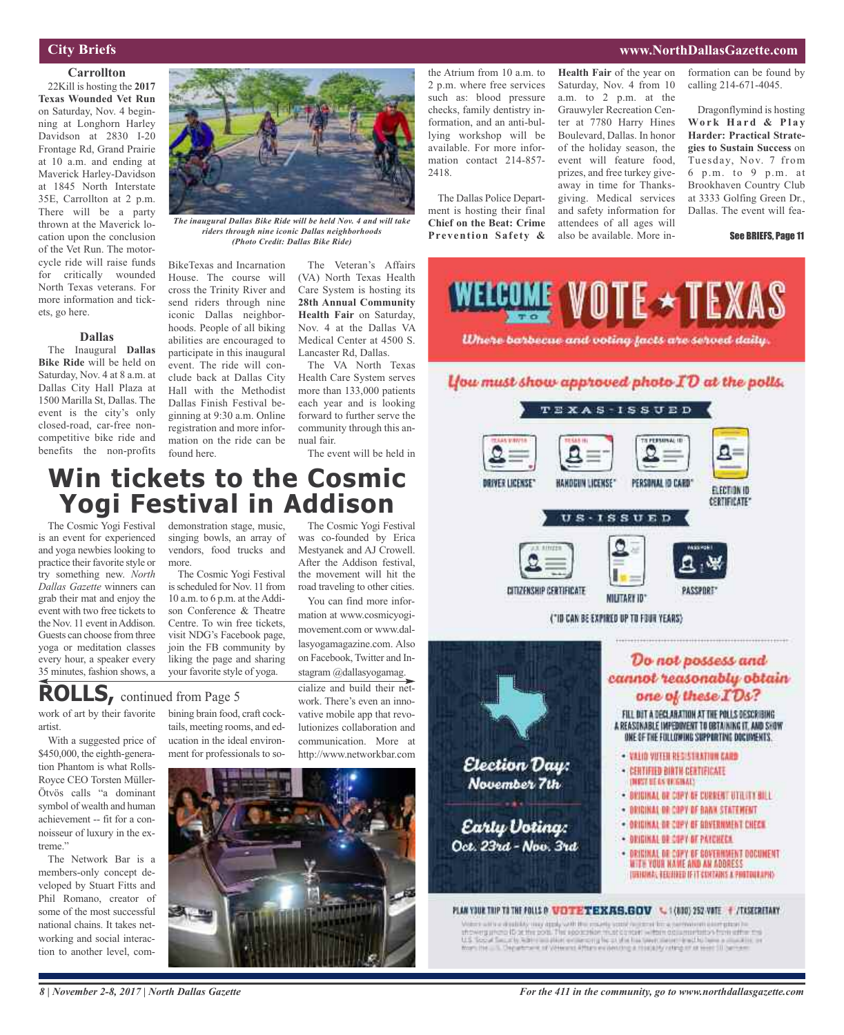## City Briefs

### Carrollton

22Kill is hosting the **2017 Texas Wounded Vet Run** on Saturday, Nov. 4 beginning at Longhorn Harley Davidson at 2830 I-20 Frontage Rd, Grand Prairie at 10 a.m. and ending at Maverick Harley-Davidson at 1845 North Interstate 35E, Carrollton at 2 p.m. There will be a party thrown at the Maverick location upon the conclusion of the Vet Run. The motorcycle ride will raise funds for critically wounded North Texas veterans. For more information and tickets, go here.

### Dallas

The Inaugural **Dallas Bike Ride** will be held on Saturday, Nov. 4 at 8 a.m. at Dallas City Hall Plaza at 1500 Marilla St, Dallas. The event is the city's only closed-road, car-free noncompetitive bike ride and benefits the non-profits BikeTexas and Incarnation House. The course will cross the Trinity River and send riders through nine iconic Dallas neighborhoods. People of all biking abilities are encouraged to participate in this inaugural event. The ride will conclude back at Dallas City Hall with the Methodist Dallas Finish Festival beginning at 9:30 a.m. Online registration and more information on the ride can be found here.

*The inaugural Dallas Bike Ride will be held Nov. 4 and will take riders through nine iconic Dallas neighborhoods (Photo Credit: Dallas Bike Ride)*

The Veteran's Affairs (VA) North Texas Health Care System is hosting its **28th Annual Community Health Fair** on Saturday, Nov. 4 at the Dallas VA Medical Center at 4500 S. Lancaster Rd, Dallas.

The VA North Texas Health Care System serves more than 133,000 patients each year and is looking forward to further serve the community through this annual fair.

The event will be held in the Atrium from 10 a.m. to 2 p.m. where free services such as: blood pressure checks, family dentistry information, and an anti-bullying workshop will be available. For more information contact 214-857-2418.

The Dallas Police Department is hosting their final **Chief on the Beat: Crime Prevention Safety & Health Fair** of the year on Saturday, Nov. 4 from 10 a.m. to 2 p.m. at the Grauwyler Recreation Center at 7780 Harry Hines Boulevard, Dallas. In honor of the holiday season, the event will feature food, prizes, and free turkey giveaway in time for Thanksgiving. Medical services and safety information for attendees of all ages will also be available. More information can be found by calling 214-671-4045.

Dragonflymind is hosting **Work Hard & Play Harder: Practical Strategies to Sustain Success** on Tuesday, Nov. 7 from 6 p.m. to 9 p.m. at Brookhaven Country Club at 3333 Golfing Green Dr., Dallas. The event will fea-

See BRIEFS, Page 11

# Win tickets to the Cosmic Yogi Festival in Addison

The Cosmic Yogi Festival is an event for experienced and yoga newbies looking to practice their favorite style or try something new. *North Dallas Gazette* winners can grab their mat and enjoy the event with two free tickets to the Nov. 11 event in Addison. Guests can choose from three yoga or meditation classes every hour, a speaker every 35 minutes, fashion shows, a demonstration stage, music, singing bowls, an array of vendors, food trucks and more.

The Cosmic Yogi Festival is scheduled for Nov. 11 from 10 a.m. to 6 p.m. at the Addison Conference & Theatre Centre. To win free tickets, visit NDG's Facebook page, join the FB community by liking the page and sharing your favorite style of yoga.

The Cosmic Yogi Festival was co-founded by Erica Mestyanek and AJ Crowell. After the Addison festival, the movement will hit the road traveling to other cities.

You can find more information at www.cosmicyogimovement.com or www.dallasyogamagazine.com. Also on Facebook, Twitter and Instagram @dallasyogamag.

## ROLLS, continued from Page 5

work of art by their favorite artist.

With a suggested price of $450,000, the eighth-generation Phantom is what Rolls-Royce CEO Torsten Müller-Ötvös calls "a dominant symbol of wealth and human achievement -- fit for a connoisseur of luxury in the extreme."

The Network Bar is a members-only concept developed by Stuart Fitts and Phil Romano, creator of some of the most successful national chains. It takes networking and social interaction to another level, combining brain food, craft cocktails, meeting rooms, and education in the ideal environment for professionals to socialize and build their network. There's even an innovative mobile app that revolutionizes collaboration and communication. More at http://www.networkbar.com

WELCOME TO VOTE TEXAS
Where barbecue and voting facts are served daily.

You must show approved photo ID at the polls.

TEXAS-ISSUED: DRIVER LICENSE* · HANDGUN LICENSE* · PERSONAL ID CARD* · ELECTION ID CERTIFICATE*

US-ISSUED: CITIZENSHIP CERTIFICATE · MILITARY ID* · PASSPORT*

(*ID CAN BE EXPIRED UP TO FOUR YEARS)

Election Day: November 7th

Early Voting: Oct. 23rd - Nov. 3rd

Do not possess and cannot reasonably obtain one of these IDs?

FILL OUT A DECLARATION AT THE POLLS DESCRIBING A REASONABLE IMPEDIMENT TO OBTAINING IT, AND SHOW ONE OF THE FOLLOWING SUPPORTING DOCUMENTS.

- VALID VOTER REGISTRATION CARD
- CERTIFIED BIRTH CERTIFICATE (MUST BE AN ORIGINAL)
- ORIGINAL OR COPY OF CURRENT UTILITY BILL
- ORIGINAL OR COPY OF BANK STATEMENT
- ORIGINAL OR COPY OF GOVERNMENT CHECK
- ORIGINAL OR COPY OF PAYCHECK
- ORIGINAL OR COPY OF GOVERNMENT DOCUMENT WITH YOUR NAME AND AN ADDRESS (ORIGINAL REQUIRED IF IT CONTAINS A PHOTOGRAPH)

PLAN YOUR TRIP TO THE POLLS @ VOTETEXAS.GOV · 1(800) 252-VOTE · /TXSECRETARY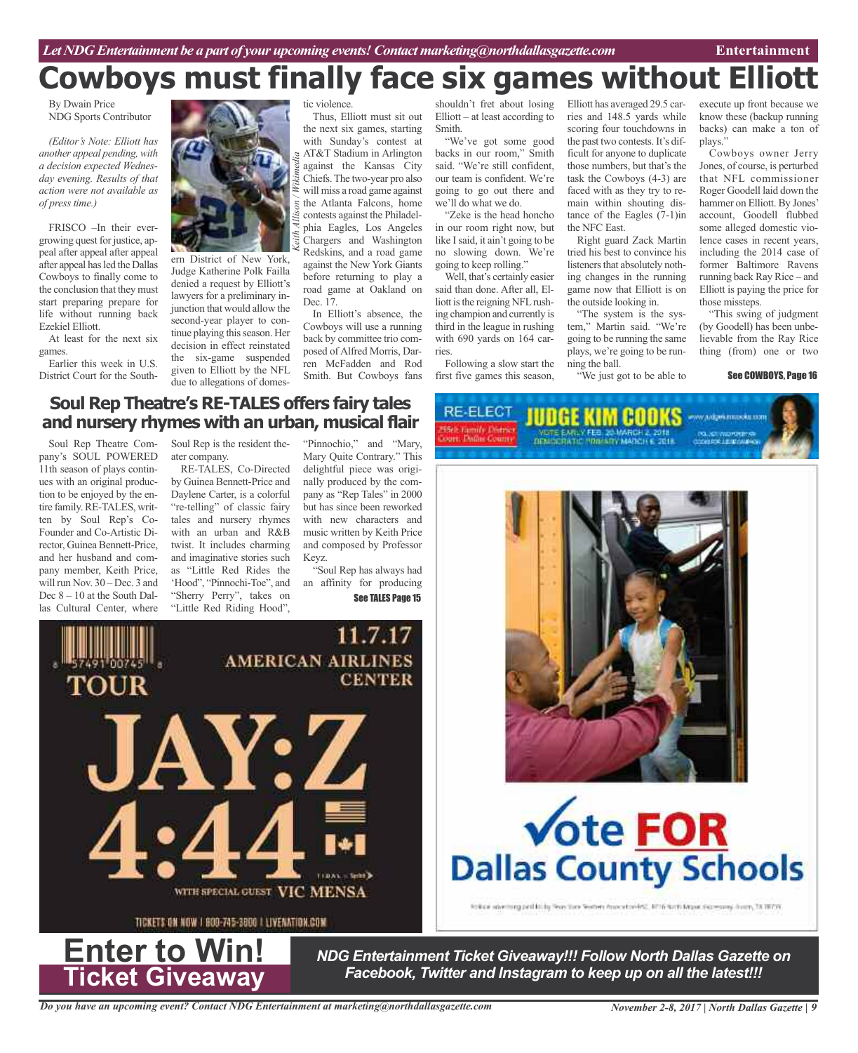# Cowboys must finally face six games without Elliott

By Dwain Price
NDG Sports Contributor

*(Editor's Note: Elliott has another appeal pending, with a decision expected Wednesday evening. Results of that action were not available as of press time.)*

FRISCO –In their ever-growing quest for justice, appeal after appeal after appeal after appeal has led the Dallas Cowboys to finally come to the conclusion that they must start preparing prepare for life without running back Ezekiel Elliott.

At least for the next six games.

Earlier this week in U.S. District Court for the Southern District of New York, Judge Katherine Polk Failla denied a request by Elliott's lawyers for a preliminary injunction that would allow the second-year player to continue playing this season. Her decision in effect reinstated the six-game suspended given to Elliott by the NFL due to allegations of domestic violence.

Keith Allison / Wikimedia

Thus, Elliott must sit out the next six games, starting with Sunday's contest at AT&T Stadium in Arlington against the Kansas City Chiefs. The two-year pro also will miss a road game against the Atlanta Falcons, home contests against the Philadelphia Eagles, Los Angeles Chargers and Washington Redskins, and a road game against the New York Giants before returning to play a road game at Oakland on Dec. 17.

In Elliott's absence, the Cowboys will use a running back by committee trio composed of Alfred Morris, Darren McFadden and Rod Smith. But Cowboys fans shouldn't fret about losing Elliott – at least according to Smith.

"We've got some good backs in our room," Smith said. "We're still confident, our team is confident. We're going to go out there and we'll do what we do.

"Zeke is the head honcho in our room right now, but like I said, it ain't going to be no slowing down. We're going to keep rolling."

Well, that's certainly easier said than done. After all, Elliott is the reigning NFL rushing champion and currently is third in the league in rushing with 690 yards on 164 carries.

Following a slow start the first five games this season, Elliott has averaged 29.5 carries and 148.5 yards while scoring four touchdowns in the past two contests. It's difficult for anyone to duplicate those numbers, but that's the task the Cowboys (4-3) are faced with as they try to remain within shouting distance of the Eagles (7-1)in the NFC East.

Right guard Zack Martin tried his best to convince his listeners that absolutely nothing changes in the running game now that Elliott is on the outside looking in.

"The system is the system," Martin said. "We're going to be running the same plays, we're going to be running the ball.

"We just got to be able to execute up front because we know these (backup running backs) can make a ton of plays."

Cowboys owner Jerry Jones, of course, is perturbed that NFL commissioner Roger Goodell laid down the hammer on Elliott. By Jones' account, Goodell flubbed some alleged domestic violence cases in recent years, including the 2014 case of former Baltimore Ravens running back Ray Rice – and Elliott is paying the price for those missteps.

"This swing of judgment (by Goodell) has been unbelievable from the Ray Rice thing (from) one or two

See COWBOYS, Page 16

## Soul Rep Theatre's RE-TALES offers fairy tales and nursery rhymes with an urban, musical flair

Soul Rep Theatre Company's SOUL POWERED 11th season of plays continues with an original production to be enjoyed by the entire family. RE-TALES, written by Soul Rep's Co-Founder and Co-Artistic Director, Guinea Bennett-Price, and her husband and company member, Keith Price, will run Nov. 30 – Dec. 3 and Dec 8 – 10 at the South Dallas Cultural Center, where Soul Rep is the resident theater company.

RE-TALES, Co-Directed by Guinea Bennett-Price and Daylene Carter, is a colorful "re-telling" of classic fairy tales and nursery rhymes with an urban and R&B twist. It includes charming and imaginative stories such as "Little Red Rides the 'Hood", "Pinnochi-Toe", and "Sherry Perry", takes on "Little Red Riding Hood", "Pinnochio," and "Mary, Mary Quite Contrary." This delightful piece was originally produced by the company as "Rep Tales" in 2000 but has since been reworked with new characters and music written by Keith Price and composed by Professor Keyz.

"Soul Rep has always had an affinity for producing

See TALES Page 15

RE-ELECT JUDGE KIM COOKS
255th Family District Court, Dallas County
VOTE EARLY FEB. 20-MARCH 2, 2018
DEMOCRATIC PRIMARY MARCH 6, 2018

TOUR
11.7.17
AMERICAN AIRLINES CENTER
JAY:Z 4:44
WITH SPECIAL GUEST VIC MENSA
TICKETS ON NOW | 800-745-3000 | LIVENATION.COM

Vote FOR Dallas County Schools

# Enter to Win! Ticket Giveaway

***NDG Entertainment Ticket Giveaway!!! Follow North Dallas Gazette on Facebook, Twitter and Instagram to keep up on all the latest!!!***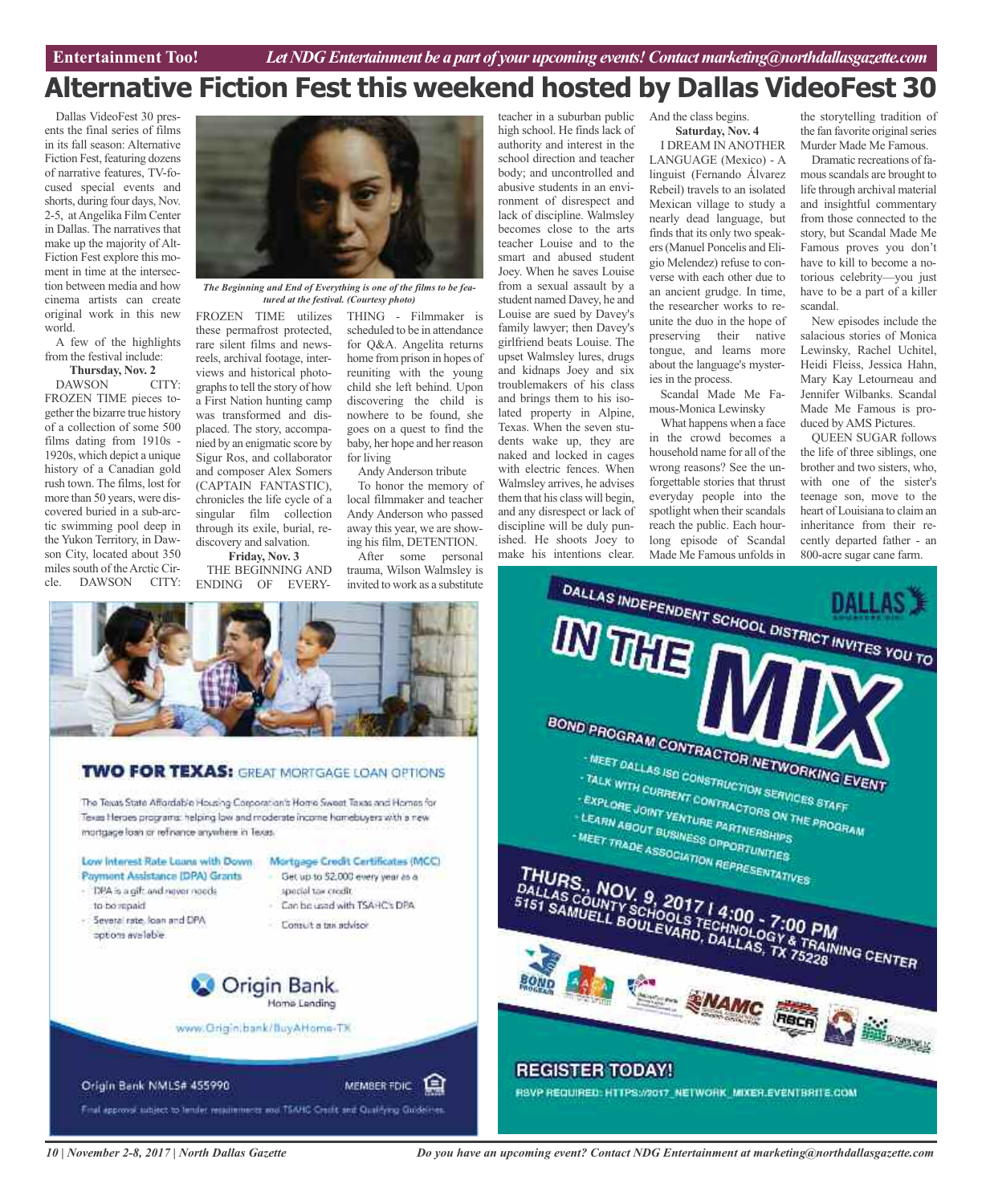# Alternative Fiction Fest this weekend hosted by Dallas VideoFest 30

Dallas VideoFest 30 presents the final series of films in its fall season: Alternative Fiction Fest, featuring dozens of narrative features, TV-focused special events and shorts, during four days, Nov. 2-5, at Angelika Film Center in Dallas. The narratives that make up the majority of Alt-Fiction Fest explore this moment in time at the intersection between media and how cinema artists can create original work in this new world.

A few of the highlights from the festival include:

**Thursday, Nov. 2**

DAWSON CITY: FROZEN TIME pieces together the bizarre true history of a collection of some 500 films dating from 1910s - 1920s, which depict a unique history of a Canadian gold rush town. The films, lost for more than 50 years, were discovered buried in a sub-arctic swimming pool deep in the Yukon Territory, in Dawson City, located about 350 miles south of the Arctic Circle. DAWSON CITY: FROZEN TIME utilizes these permafrost protected, rare silent films and newsreels, archival footage, interviews and historical photographs to tell the story of how a First Nation hunting camp was transformed and displaced. The story, accompanied by an enigmatic score by Sigur Ros, and collaborator and composer Alex Somers (CAPTAIN FANTASTIC), chronicles the life cycle of a singular film collection through its exile, burial, rediscovery and salvation.

*The Beginning and End of Everything is one of the films to be featured at the festival. (Courtesy photo)*

**Friday, Nov. 3**

THE BEGINNING AND ENDING OF EVERYTHING - Filmmaker is scheduled to be in attendance for Q&A. Angelita returns home from prison in hopes of reuniting with the young child she left behind. Upon discovering the child is nowhere to be found, she goes on a quest to find the baby, her hope and her reason for living

Andy Anderson tribute

To honor the memory of local filmmaker and teacher Andy Anderson who passed away this year, we are showing his film, DETENTION.

After some personal trauma, Wilson Walmsley is invited to work as a substitute teacher in a suburban public high school. He finds lack of authority and interest in the school direction and teacher body; and uncontrolled and abusive students in an environment of disrespect and lack of discipline. Walmsley becomes close to the arts teacher Louise and to the smart and abused student Joey. When he saves Louise from a sexual assault by a student named Davey, he and Louise are sued by Davey's family lawyer; then Davey's girlfriend beats Louise. The upset Walmsley lures, drugs and kidnaps Joey and six troublemakers of his class and brings them to his isolated property in Alpine, Texas. When the seven students wake up, they are naked and locked in cages with electric fences. When Walmsley arrives, he advises them that his class will begin, and any disrespect or lack of discipline will be duly punished. He shoots Joey to make his intentions clear. And the class begins.

**Saturday, Nov. 4**

I DREAM IN ANOTHER LANGUAGE (Mexico) - A linguist (Fernando Álvarez Rebeil) travels to an isolated Mexican village to study a nearly dead language, but finds that its only two speakers (Manuel Poncelis and Eligio Melendez) refuse to converse with each other due to an ancient grudge. In time, the researcher works to reunite the duo in the hope of preserving their native tongue, and learns more about the language's mysteries in the process.

Scandal Made Me Famous-Monica Lewinsky

What happens when a face in the crowd becomes a household name for all of the wrong reasons? See the unforgettable stories that thrust everyday people into the spotlight when their scandals reach the public. Each hour-long episode of Scandal Made Me Famous unfolds in the storytelling tradition of the fan favorite original series Murder Made Me Famous.

Dramatic recreations of famous scandals are brought to life through archival material and insightful commentary from those connected to the story, but Scandal Made Me Famous proves you don't have to kill to become a notorious celebrity—you just have to be a part of a killer scandal.

New episodes include the salacious stories of Monica Lewinsky, Rachel Uchitel, Heidi Fleiss, Jessica Hahn, Mary Kay Letourneau and Jennifer Wilbanks. Scandal Made Me Famous is produced by AMS Pictures.

QUEEN SUGAR follows the life of three siblings, one brother and two sisters, who, with one of the sister's teenage son, move to the heart of Louisiana to claim an inheritance from their recently departed father - an 800-acre sugar cane farm.

---

**TWO FOR TEXAS:** GREAT MORTGAGE LOAN OPTIONS

The Texas State Affordable Housing Corporation's Home Sweet Texas and Homes for Texas Heroes programs: helping low and moderate income homebuyers with a new mortgage loan or refinance anywhere in Texas.

**Low Interest Rate Loans with Down Payment Assistance (DPA) Grants**

- DPA is a gift and never needs to be repaid
- Several rate, loan and DPA options available

**Mortgage Credit Certificates (MCC)**

- Get up to $2,000 every year as a special tax credit
- Can be used with TSAHC's DPA
- Consult a tax advisor

Origin Bank. Home Lending

www.Origin.bank/BuyAHome-TX

Origin Bank NMLS# 455990 — MEMBER FDIC

Final approval subject to lender requirements and TSAHC Credit and Qualifying Guidelines.

---

DALLAS INDEPENDENT SCHOOL DISTRICT INVITES YOU TO

**IN THE MIX**

BOND PROGRAM CONTRACTOR NETWORKING EVENT

- MEET DALLAS ISD CONSTRUCTION SERVICES STAFF
- TALK WITH CURRENT CONTRACTORS ON THE PROGRAM
- EXPLORE JOINT VENTURE PARTNERSHIPS
- LEARN ABOUT BUSINESS OPPORTUNITIES
- MEET TRADE ASSOCIATION REPRESENTATIVES

THURS., NOV. 9, 2017 | 4:00 - 7:00 PM
DALLAS COUNTY SCHOOLS TECHNOLOGY & TRAINING CENTER
5151 SAMUELL BOULEVARD, DALLAS, TX 75228

**REGISTER TODAY!**

RSVP REQUIRED: HTTPS://2017_NETWORK_MIXER.EVENTBRITE.COM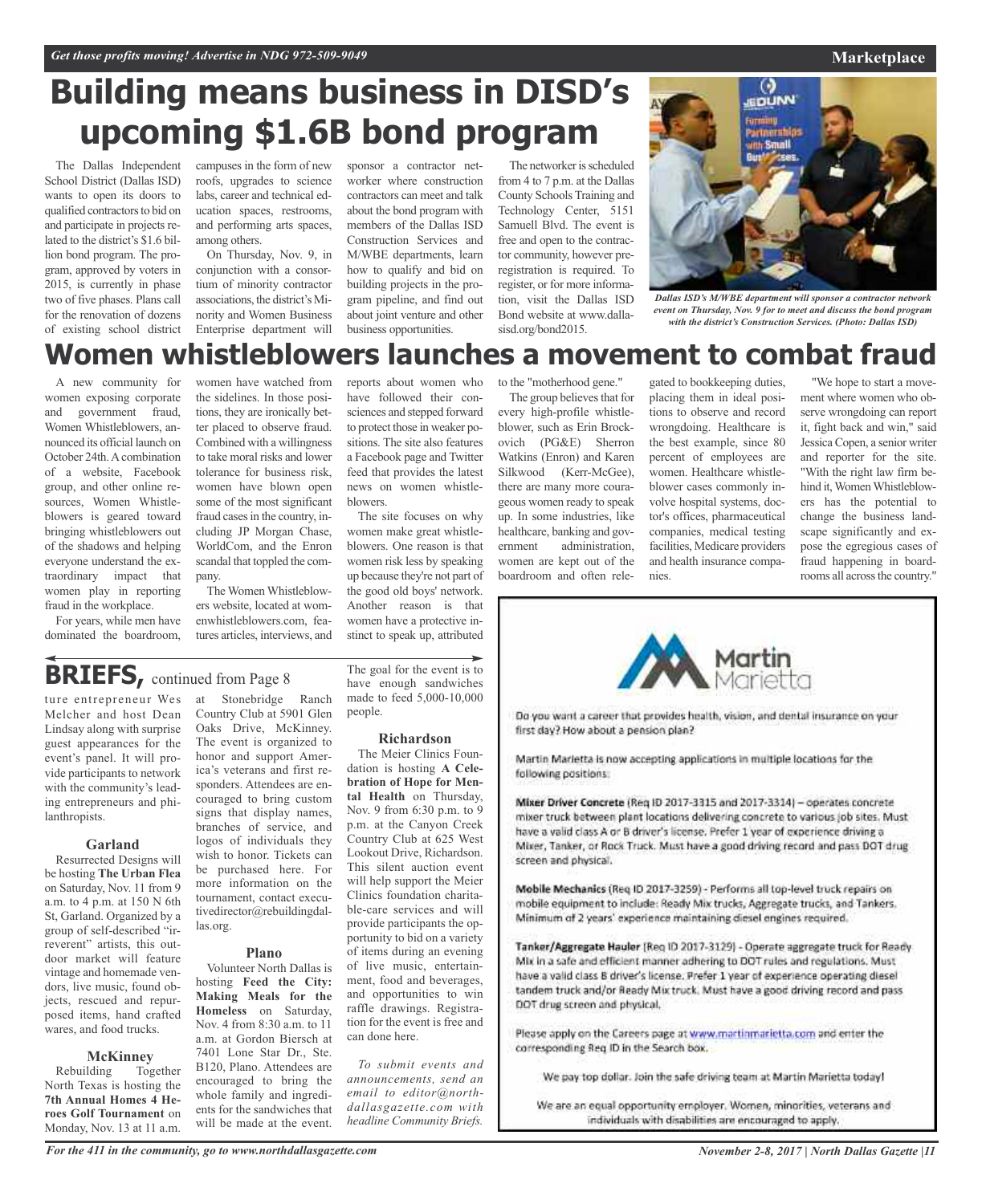# Building means business in DISD's upcoming $1.6B bond program

The Dallas Independent School District (Dallas ISD) wants to open its doors to qualified contractors to bid on and participate in projects related to the district's $1.6 billion bond program. The program, approved by voters in 2015, is currently in phase two of five phases. Plans call for the renovation of dozens of existing school district campuses in the form of new roofs, upgrades to science labs, career and technical education spaces, restrooms, and performing arts spaces, among others.

On Thursday, Nov. 9, in conjunction with a consortium of minority contractor associations, the district's Minority and Women Business Enterprise department will sponsor a contractor networker where construction contractors can meet and talk about the bond program with members of the Dallas ISD Construction Services and M/WBE departments, learn how to qualify and bid on building projects in the program pipeline, and find out about joint venture and other business opportunities.

The networker is scheduled from 4 to 7 p.m. at the Dallas County Schools Training and Technology Center, 5151 Samuell Blvd. The event is free and open to the contractor community, however preregistration is required. To register, or for more information, visit the Dallas ISD Bond website at www.dallasisd.org/bond2015.

*Dallas ISD's M/WBE department will sponsor a contractor network event on Thursday, Nov. 9 for to meet and discuss the bond program with the district's Construction Services. (Photo: Dallas ISD)*

# Women whistleblowers launches a movement to combat fraud

A new community for women exposing corporate and government fraud, Women Whistleblowers, announced its official launch on October 24th. A combination of a website, Facebook group, and other online resources, Women Whistleblowers is geared toward bringing whistleblowers out of the shadows and helping everyone understand the extraordinary impact that women play in reporting fraud in the workplace.

For years, while men have dominated the boardroom, women have watched from the sidelines. In those positions, they are ironically better placed to observe fraud. Combined with a willingness to take moral risks and lower tolerance for business risk, women have blown open some of the most significant fraud cases in the country, including JP Morgan Chase, WorldCom, and the Enron scandal that toppled the company.

The Women Whistleblowers website, located at womenwhistleblowers.com, features articles, interviews, and reports about women who have followed their consciences and stepped forward to protect those in weaker positions. The site also features a Facebook page and Twitter feed that provides the latest news on women whistleblowers.

The site focuses on why women make great whistleblowers. One reason is that women risk less by speaking up because they're not part of the good old boys' network. Another reason is that women have a protective instinct to speak up, attributed to the "motherhood gene."

The group believes that for every high-profile whistleblower, such as Erin Brockovich (PG&E) Sherron Watkins (Enron) and Karen Silkwood (Kerr-McGee), there are many more courageous women ready to speak up. In some industries, like healthcare, banking and government administration, women are kept out of the boardroom and often relegated to bookkeeping duties, placing them in ideal positions to observe and record wrongdoing. Healthcare is the best example, since 80 percent of employees are women. Healthcare whistleblower cases commonly involve hospital systems, doctor's offices, pharmaceutical companies, medical testing facilities, Medicare providers and health insurance companies.

"We hope to start a movement where women who observe wrongdoing can report it, fight back and win," said Jessica Copen, a senior writer and reporter for the site. "With the right law firm behind it, Women Whistleblowers has the potential to change the business landscape significantly and expose the egregious cases of fraud happening in boardrooms all across the country."

## BRIEFS, continued from Page 8

ture entrepreneur Wes Melcher and host Dean Lindsay along with surprise guest appearances for the event's panel. It will provide participants to network with the community's leading entrepreneurs and philanthropists.

### Garland

Resurrected Designs will be hosting **The Urban Flea** on Saturday, Nov. 11 from 9 a.m. to 4 p.m. at 150 N 6th St, Garland. Organized by a group of self-described "irreverent" artists, this outdoor market will feature vintage and homemade vendors, live music, found objects, rescued and repurposed items, hand crafted wares, and food trucks.

### McKinney

Rebuilding Together North Texas is hosting the **7th Annual Homes 4 Heroes Golf Tournament** on Monday, Nov. 13 at 11 a.m. at Stonebridge Ranch Country Club at 5901 Glen Oaks Drive, McKinney. The event is organized to honor and support America's veterans and first responders. Attendees are encouraged to bring custom signs that display names, branches of service, and logos of individuals they wish to honor. Tickets can be purchased here. For more information on the tournament, contact executivedirector@rebuildingdallas.org.

### Plano

Volunteer North Dallas is hosting **Feed the City: Making Meals for the Homeless** on Saturday, Nov. 4 from 8:30 a.m. to 11 a.m. at Gordon Biersch at 7401 Lone Star Dr., Ste. B120, Plano. Attendees are encouraged to bring the whole family and ingredients for the sandwiches that will be made at the event. The goal for the event is to have enough sandwiches made to feed 5,000-10,000 people.

### Richardson

The Meier Clinics Foundation is hosting **A Celebration of Hope for Mental Health** on Thursday, Nov. 9 from 6:30 p.m. to 9 p.m. at the Canyon Creek Country Club at 625 West Lookout Drive, Richardson. This silent auction event will help support the Meier Clinics foundation charitable-care services and will provide participants the opportunity to bid on a variety of items during an evening of live music, entertainment, food and beverages, and opportunities to win raffle drawings. Registration for the event is free and can done here.

*To submit events and announcements, send an email to editor@northdallasgazette.com with headline Community Briefs.*

---

**Martin Marietta**

Do you want a career that provides health, vision, and dental insurance on your first day? How about a pension plan?

Martin Marietta is now accepting applications in multiple locations for the following positions:

**Mixer Driver Concrete** (Req ID 2017-3315 and 2017-3314) – operates concrete mixer truck between plant locations delivering concrete to various job sites. Must have a valid class A or B driver's license. Prefer 1 year of experience driving a Mixer, Tanker, or Rock Truck. Must have a good driving record and pass DOT drug screen and physical.

**Mobile Mechanics** (Req ID 2017-3259) - Performs all top-level truck repairs on mobile equipment to include: Ready Mix trucks, Aggregate trucks, and Tankers. Minimum of 2 years' experience maintaining diesel engines required.

**Tanker/Aggregate Hauler** (Req ID 2017-3129) - Operate aggregate truck for Ready Mix in a safe and efficient manner adhering to DOT rules and regulations. Must have a valid class B driver's license. Prefer 1 year of experience operating diesel tandem truck and/or Ready Mix truck. Must have a good driving record and pass DOT drug screen and physical.

Please apply on the Careers page at www.martinmarietta.com and enter the corresponding Req ID in the Search box.

We pay top dollar. Join the safe driving team at Martin Marietta today!

We are an equal opportunity employer. Women, minorities, veterans and individuals with disabilities are encouraged to apply.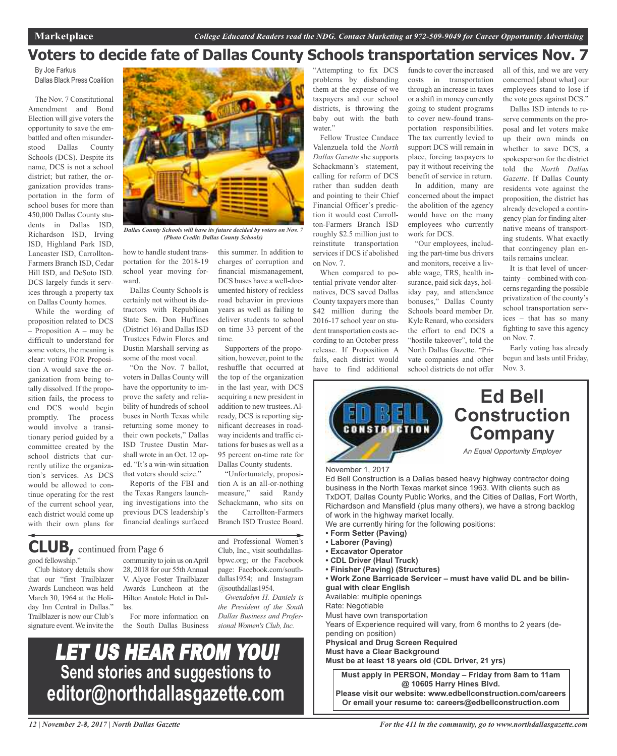# Voters to decide fate of Dallas County Schools transportation services Nov. 7

By Joe Farkus
Dallas Black Press Coalition

The Nov. 7 Constitutional Amendment and Bond Election will give voters the opportunity to save the embattled and often misunderstood Dallas County Schools (DCS). Despite its name, DCS is not a school district; but rather, the organization provides transportation in the form of school buses for more than 450,000 Dallas County students in Dallas ISD, Richardson ISD, Irving ISD, Highland Park ISD, Lancaster ISD, Carrollton-Farmers Branch ISD, Cedar Hill ISD, and DeSoto ISD. DCS largely funds it services through a property tax on Dallas County homes.

While the wording of proposition related to DCS – Proposition A – may be difficult to understand for some voters, the meaning is clear: voting FOR Proposition A would save the organization from being totally dissolved. If the proposition fails, the process to end DCS would begin promptly. The process would involve a transitionary period guided by a committee created by the school districts that currently utilize the organization's services. As DCS would be allowed to continue operating for the rest of the current school year, each district would come up with their own plans for how to handle student transportation for the 2018-19 school year moving forward.

*Dallas County Schools will have its future decided by voters on Nov. 7 (Photo Credit: Dallas County Schools)*

Dallas County Schools is certainly not without its detractors with Republican State Sen. Don Huffines (District 16) and Dallas ISD Trustees Edwin Flores and Dustin Marshall serving as some of the most vocal.

"On the Nov. 7 ballot, voters in Dallas County will have the opportunity to improve the safety and reliability of hundreds of school buses in North Texas while returning some money to their own pockets," Dallas ISD Trustee Dustin Marshall wrote in an Oct. 12 op-ed. "It's a win-win situation that voters should seize."

Reports of the FBI and the Texas Rangers launching investigations into the previous DCS leadership's financial dealings surfaced this summer. In addition to charges of corruption and financial mismanagement, DCS buses have a well-documented history of reckless road behavior in previous years as well as failing to deliver students to school on time 33 percent of the time.

Supporters of the proposition, however, point to the reshuffle that occurred at the top of the organization in the last year, with DCS acquiring a new president in addition to new trustees. Already, DCS is reporting significant decreases in roadway incidents and traffic citations for buses as well as a 95 percent on-time rate for Dallas County students.

"Unfortunately, proposition A is an all-or-nothing measure," said Randy Schackmann, who sits on the Carrollton-Farmers Branch ISD Trustee Board. "Attempting to fix DCS problems by disbanding them at the expense of we taxpayers and our school districts, is throwing the baby out with the bath water."

Fellow Trustee Candace Valenzuela told the *North Dallas Gazette* she supports Schackmann's statement, calling for reform of DCS rather than sudden death and pointing to their Chief Financial Officer's prediction it would cost Carrollton-Farmers Branch ISD roughly $2.5 million just to reinstitute transportation services if DCS if abolished on Nov. 7.

When compared to potential private vendor alternatives, DCS saved Dallas County taxpayers more than $42 million during the 2016-17 school year on student transportation costs according to an October press release. If Proposition A fails, each district would have to find additional funds to cover the increased costs in transportation through an increase in taxes or a shift in money currently going to student programs to cover new-found transportation responsibilities. The tax currently levied to support DCS will remain in place, forcing taxpayers to pay it without receiving the benefit of service in return.

In addition, many are concerned about the impact the abolition of the agency would have on the many employees who currently work for DCS.

"Our employees, including the part-time bus drivers and monitors, receive a livable wage, TRS, health insurance, paid sick days, holiday pay, and attendance bonuses," Dallas County Schools board member Dr. Kyle Renard, who considers the effort to end DCS a "hostile takeover", told the North Dallas Gazette. "Private companies and other school districts do not offer all of this, and we are very concerned [about what] our employees stand to lose if the vote goes against DCS."

Dallas ISD intends to reserve comments on the proposal and let voters make up their own minds on whether to save DCS, a spokesperson for the district told the *North Dallas Gazette*. If Dallas County residents vote against the proposition, the district has already developed a contingency plan for finding alternative means of transporting students. What exactly that contingency plan entails remains unclear.

It is that level of uncertainty – combined with concerns regarding the possible privatization of the county's school transportation services – that has so many fighting to save this agency on Nov. 7.

Early voting has already begun and lasts until Friday, Nov. 3.

## CLUB, continued from Page 6

good fellowship."

Club history details show that our "first Trailblazer Awards Luncheon was held March 30, 1964 at the Holiday Inn Central in Dallas." Trailblazer is now our Club's signature event. We invite the community to join us on April 28, 2018 for our 55th Annual V. Alyce Foster Trailblazer Awards Luncheon at the Hilton Anatole Hotel in Dallas.

For more information on the South Dallas Business and Professional Women's Club, Inc., visit southdallasbpwc.org; or the Facebook page: Facebook.com/southdallas1954; and Instagram @southdallas1954.

*Gwendolyn H. Daniels is the President of the South Dallas Business and Professional Women's Club, Inc.*

## LET US HEAR FROM YOU!

**Send stories and suggestions to editor@northdallasgazette.com**

## Ed Bell Construction Company

*An Equal Opportunity Employer*

November 1, 2017

Ed Bell Construction is a Dallas based heavy highway contractor doing business in the North Texas market since 1963. With clients such as TxDOT, Dallas County Public Works, and the Cities of Dallas, Fort Worth, Richardson and Mansfield (plus many others), we have a strong backlog of work in the highway market locally.

We are currently hiring for the following positions:

- **Form Setter (Paving)**
- **Laborer (Paving)**
- **Excavator Operator**
- **CDL Driver (Haul Truck)**
- **Finisher (Paving) (Structures)**
- **Work Zone Barricade Servicer – must have valid DL and be bilingual with clear English**

Available: multiple openings
Rate: Negotiable
Must have own transportation
Years of Experience required will vary, from 6 months to 2 years (depending on position)
**Physical and Drug Screen Required**
**Must have a Clear Background**
**Must be at least 18 years old (CDL Driver, 21 yrs)**

**Must apply in PERSON, Monday – Friday from 8am to 11am @ 10605 Harry Hines Blvd.**
**Please visit our website: www.edbellconstruction.com/careers**
**Or email your resume to: careers@edbellconstruction.com**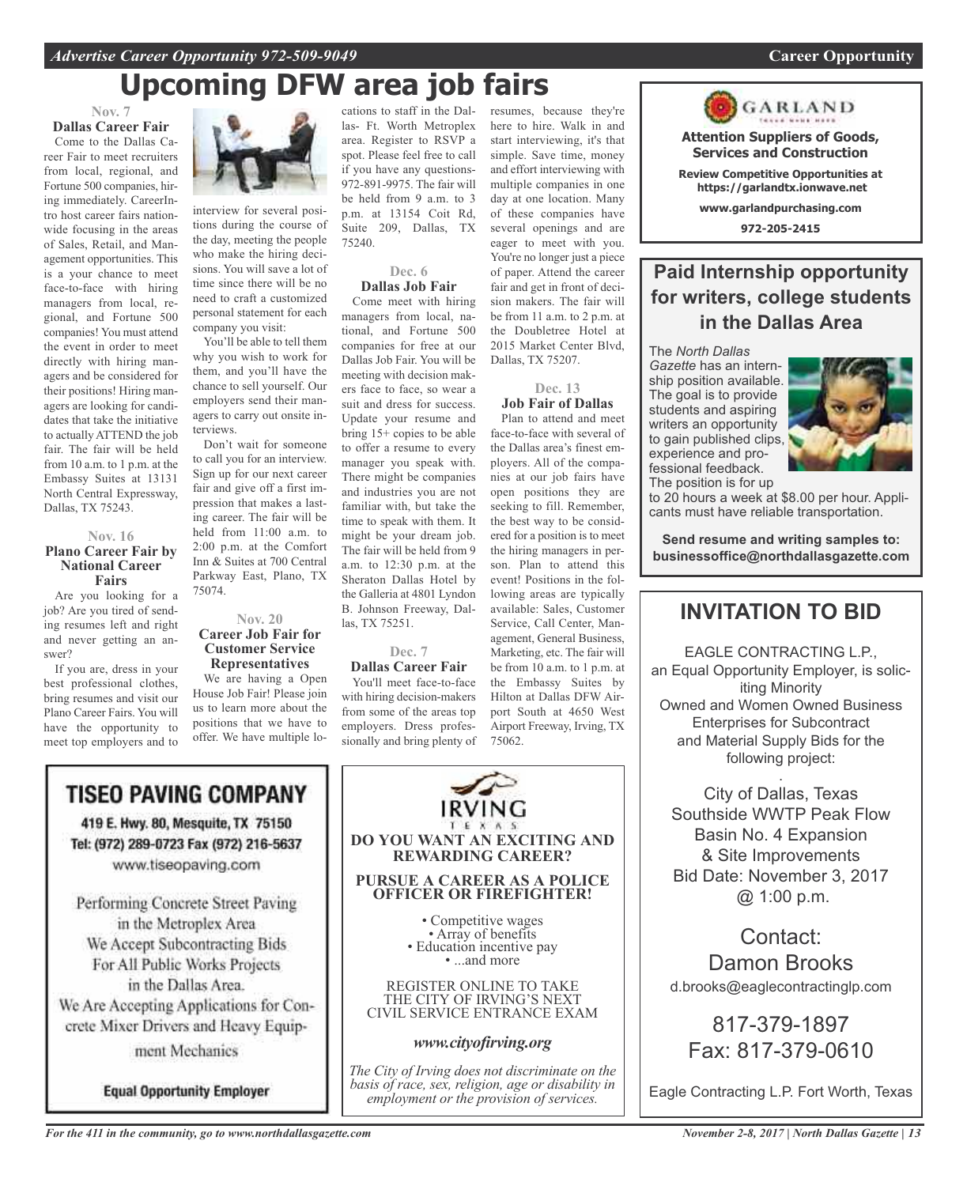# Upcoming DFW area job fairs

**Nov. 7**

**Dallas Career Fair**

Come to the Dallas Career Fair to meet recruiters from local, regional, and Fortune 500 companies, hiring immediately. CareerIntro host career fairs nationwide focusing in the areas of Sales, Retail, and Management opportunities. This is a your chance to meet face-to-face with hiring managers from local, regional, and Fortune 500 companies! You must attend the event in order to meet directly with hiring managers and be considered for their positions! Hiring managers are looking for candidates that take the initiative to actually ATTEND the job fair. The fair will be held from 10 a.m. to 1 p.m. at the Embassy Suites at 13131 North Central Expressway, Dallas, TX 75243.

**Nov. 16**

**Plano Career Fair by National Career Fairs**

Are you looking for a job? Are you tired of sending resumes left and right and never getting an answer?

If you are, dress in your best professional clothes, bring resumes and visit our Plano Career Fairs. You will have the opportunity to meet top employers and to interview for several positions during the course of the day, meeting the people who make the hiring decisions. You will save a lot of time since there will be no need to craft a customized personal statement for each company you visit:

You'll be able to tell them why you wish to work for them, and you'll have the chance to sell yourself. Our employers send their managers to carry out onsite interviews.

Don't wait for someone to call you for an interview. Sign up for our next career fair and give off a first impression that makes a lasting career. The fair will be held from 11:00 a.m. to 2:00 p.m. at the Comfort Inn & Suites at 700 Central Parkway East, Plano, TX 75074.

**Nov. 20**

**Career Job Fair for Customer Service Representatives**

We are having a Open House Job Fair! Please join us to learn more about the positions that we have to offer. We have multiple locations to staff in the Dallas- Ft. Worth Metroplex area. Register to RSVP a spot. Please feel free to call if you have any questions-972-891-9975. The fair will be held from 9 a.m. to 3 p.m. at 13154 Coit Rd, Suite 209, Dallas, TX 75240.

**Dec. 6**

**Dallas Job Fair**

Come meet with hiring managers from local, national, and Fortune 500 companies for free at our Dallas Job Fair. You will be meeting with decision makers face to face, so wear a suit and dress for success. Update your resume and bring 15+ copies to be able to offer a resume to every manager you speak with. There might be companies and industries you are not familiar with, but take the time to speak with them. It might be your dream job. The fair will be held from 9 a.m. to 12:30 p.m. at the Sheraton Dallas Hotel by the Galleria at 4801 Lyndon B. Johnson Freeway, Dallas, TX 75251.

**Dec. 7**

**Dallas Career Fair**

You'll meet face-to-face with hiring decision-makers from some of the areas top employers. Dress professionally and bring plenty of resumes, because they're here to hire. Walk in and start interviewing, it's that simple. Save time, money and effort interviewing with multiple companies in one day at one location. Many of these companies have several openings and are eager to meet with you. You're no longer just a piece of paper. Attend the career fair and get in front of decision makers. The fair will be from 11 a.m. to 2 p.m. at the Doubletree Hotel at 2015 Market Center Blvd, Dallas, TX 75207.

**Dec. 13**

**Job Fair of Dallas**

Plan to attend and meet face-to-face with several of the Dallas area's finest employers. All of the companies at our job fairs have open positions they are seeking to fill. Remember, the best way to be considered for a position is to meet the hiring managers in person. Plan to attend this event! Positions in the following areas are typically available: Sales, Customer Service, Call Center, Management, General Business, Marketing, etc. The fair will be from 10 a.m. to 1 p.m. at the Embassy Suites by Hilton at Dallas DFW Airport South at 4650 West Airport Freeway, Irving, TX 75062.

---

**GARLAND**

**Attention Suppliers of Goods, Services and Construction**

**Review Competitive Opportunities at https://garlandtx.ionwave.net**

**www.garlandpurchasing.com**

**972-205-2415**

---

## Paid Internship opportunity for writers, college students in the Dallas Area

The *North Dallas Gazette* has an internship position available. The goal is to provide students and aspiring writers an opportunity to gain published clips, experience and professional feedback. The position is for up to 20 hours a week at $8.00 per hour. Applicants must have reliable transportation.

**Send resume and writing samples to: businessoffice@northdallasgazette.com**

---

## INVITATION TO BID

EAGLE CONTRACTING L.P., an Equal Opportunity Employer, is soliciting Minority Owned and Women Owned Business Enterprises for Subcontract and Material Supply Bids for the following project:

City of Dallas, Texas
Southside WWTP Peak Flow Basin No. 4 Expansion & Site Improvements
Bid Date: November 3, 2017 @ 1:00 p.m.

Contact:
Damon Brooks
d.brooks@eaglecontractinglp.com

817-379-1897
Fax: 817-379-0610

Eagle Contracting L.P. Fort Worth, Texas

---

## TISEO PAVING COMPANY

419 E. Hwy. 80, Mesquite, TX 75150
Tel: (972) 289-0723 Fax (972) 216-5637
www.tiseopaving.com

Performing Concrete Street Paving in the Metroplex Area
We Accept Subcontracting Bids For All Public Works Projects in the Dallas Area.
We Are Accepting Applications for Concrete Mixer Drivers and Heavy Equipment Mechanics

**Equal Opportunity Employer**

---

**IRVING TEXAS**

**DO YOU WANT AN EXCITING AND REWARDING CAREER?**

**PURSUE A CAREER AS A POLICE OFFICER OR FIREFIGHTER!**

- Competitive wages
- Array of benefits
- Education incentive pay
- ...and more

REGISTER ONLINE TO TAKE THE CITY OF IRVING'S NEXT CIVIL SERVICE ENTRANCE EXAM

***www.cityofirving.org***

*The City of Irving does not discriminate on the basis of race, sex, religion, age or disability in employment or the provision of services.*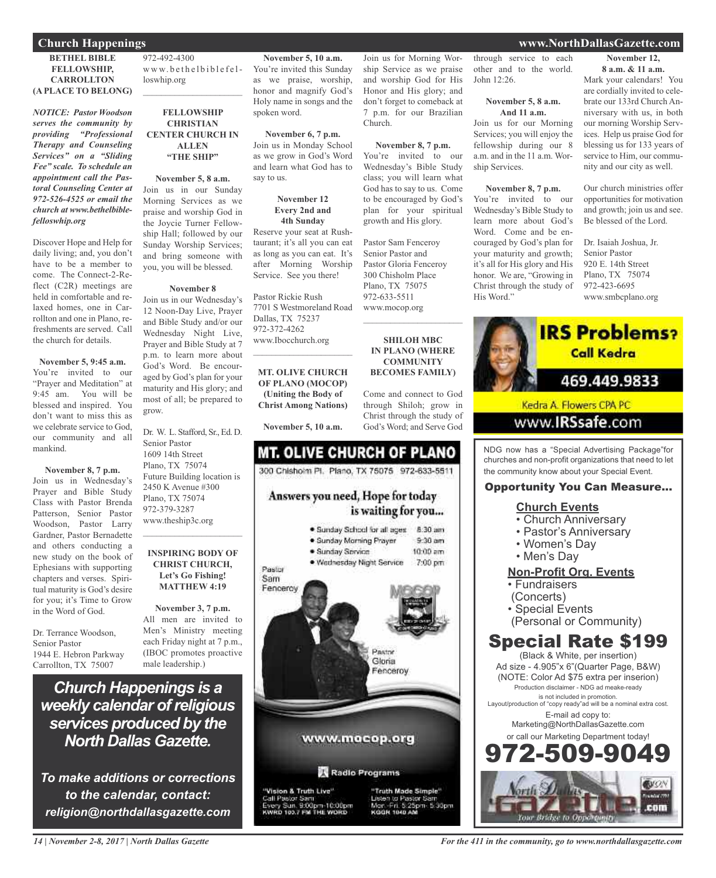# Church Happenings

**BETHEL BIBLE FELLOWSHIP, CARROLLTON (A PLACE TO BELONG)**

***NOTICE: Pastor Woodson serves the community by providing "Professional Therapy and Counseling Services" on a "Sliding Fee" scale. To schedule an appointment call the Pastoral Counseling Center at 972-526-4525 or email the church at www.bethelbiblefelloswhip.org***

Discover Hope and Help for daily living; and, you don't have to be a member to come. The Connect-2-Reflect (C2R) meetings are held in comfortable and relaxed homes, one in Carrollton and one in Plano, refreshments are served. Call the church for details.

**November 5, 9:45 a.m.**
You're invited to our "Prayer and Meditation" at 9:45 am. You will be blessed and inspired. You don't want to miss this as we celebrate service to God, our community and all mankind.

**November 8, 7 p.m.**
Join us in Wednesday's Prayer and Bible Study Class with Pastor Brenda Patterson, Senior Pastor Woodson, Pastor Larry Gardner, Pastor Bernadette and others conducting a new study on the book of Ephesians with supporting chapters and verses. Spiritual maturity is God's desire for you; it's Time to Grow in the Word of God.

Dr. Terrance Woodson,
Senior Pastor
1944 E. Hebron Parkway
Carrollton, TX 75007
972-492-4300
www.bethelbiblefelloswhip.org

---

**FELLOWSHIP CHRISTIAN CENTER CHURCH IN ALLEN "THE SHIP"**

**November 5, 8 a.m.**
Join us in our Sunday Morning Services as we praise and worship God in the Joycie Turner Fellowship Hall; followed by our Sunday Worship Services; and bring someone with you, you will be blessed.

**November 8**
Join us in our Wednesday's 12 Noon-Day Live, Prayer and Bible Study and/or our Wednesday Night Live, Prayer and Bible Study at 7 p.m. to learn more about God's Word. Be encouraged by God's plan for your maturity and His glory; and most of all; be prepared to grow.

Dr. W. L. Stafford, Sr., Ed. D.
Senior Pastor
1609 14th Street
Plano, TX 75074
Future Building location is
2450 K Avenue #300
Plano, TX 75074
972-379-3287
www.theship3c.org

---

**INSPIRING BODY OF CHRIST CHURCH, Let's Go Fishing! MATTHEW 4:19**

**November 3, 7 p.m.**
All men are invited to Men's Ministry meeting each Friday night at 7 p.m., (IBOC promotes proactive male leadership.)

**November 5, 10 a.m.**
You're invited this Sunday as we praise, worship, honor and magnify God's Holy name in songs and the spoken word.

**November 6, 7 p.m.**
Join us in Monday School as we grow in God's Word and learn what God has to say to us.

**November 12 Every 2nd and 4th Sunday**
Reserve your seat at Rushtaurant; it's all you can eat as long as you can eat. It's after Morning Worship Service. See you there!

Pastor Rickie Rush
7701 S Westmoreland Road
Dallas, TX 75237
972-372-4262
www.Ibocchurch.org

---

**MT. OLIVE CHURCH OF PLANO (MOCOP) (Uniting the Body of Christ Among Nations)**

**November 5, 10 a.m.**
Join us for Morning Worship Service as we praise and worship God for His Honor and His glory; and don't forget to comeback at 7 p.m. for our Brazilian Church.

**November 8, 7 p.m.**
You're invited to our Wednesday's Bible Study class; you will learn what God has to say to us. Come to be encouraged by God's plan for your spiritual growth and His glory.

Pastor Sam Fenceroy
Senior Pastor and
Pastor Gloria Fenceroy
300 Chisholm Place
Plano, TX 75075
972-633-5511
www.mocop.org

---

**SHILOH MBC IN PLANO (WHERE COMMUNITY BECOMES FAMILY)**

Come and connect to God through Shiloh; grow in Christ through the study of God's Word; and Serve God through service to each other and to the world. John 12:26.

**November 5, 8 a.m. And 11 a.m.**
Join us for our Morning Services; you will enjoy the fellowship during our 8 a.m. and in the 11 a.m. Worship Services.

**November 8, 7 p.m.**
You're invited to our Wednesday's Bible Study to learn more about God's Word. Come and be encouraged by God's plan for your maturity and growth; it's all for His glory and His honor. We are, "Growing in Christ through the study of His Word."

**November 12, 8 a.m. & 11 a.m.**
Mark your calendars! You are cordially invited to celebrate our 133rd Church Anniversary with us, in both our morning Worship Services. Help us praise God for blessing us for 133 years of service to Him, our community and our city as well.

Our church ministries offer opportunities for motivation and growth; join us and see. Be blessed of the Lord.

Dr. Isaiah Joshua, Jr.
Senior Pastor
920 E. 14th Street
Plano, TX 75074
972-423-6695
www.smbcplano.org

---

***Church Happenings is a weekly calendar of religious services produced by the North Dallas Gazette.***

***To make additions or corrections to the calendar, contact: religion@northdallasgazette.com***

---

**MT. OLIVE CHURCH OF PLANO**
300 Chisholm Pl. Plano, TX 75075 972-633-5511

Answers you need, Hope for today is waiting for you...

- Sunday School for all ages 8:30 am
- Sunday Morning Prayer 9:30 am
- Sunday Service 10:00 am
- Wednesday Night Service 7:00 pm

Pastor Sam Fenceroy
Pastor Gloria Fenceroy

www.mocop.org

Radio Programs

"Vision & Truth Live" Call Pastor Sam Every Sun. 9:00pm-10:00pm KWRD 103.7 FM THE WORD

"Truth Made Simple" Listen to Pastor Sam Mon.-Fri. 5:25pm- 5:30pm KGGR 1040 AM

---

**IRS Problems? Call Kedra**
469.449.9833
Kedra A. Flowers CPA PC
www.IRSsafe.com

---

NDG now has a "Special Advertising Package"for churches and non-profit organizations that need to let the community know about your Special Event.

**Opportunity You Can Measure...**

**Church Events**
- Church Anniversary
- Pastor's Anniversary
- Women's Day
- Men's Day

**Non-Profit Org. Events**
- Fundraisers (Concerts)
- Special Events (Personal or Community)

**Special Rate $199**
(Black & White, per insertion)
Ad size - 4.905"x 6"(Quarter Page, B&W)
(NOTE: Color Ad $75 extra per inserion)
Production disclaimer - NDG ad meake-ready is not included in promotion.
Layout/production of "copy ready"ad will be a nominal extra cost.
E-mail ad copy to:
Marketing@NorthDallasGazette.com
or call our Marketing Department today!
**972-509-9049**

North Dallas Gazette.com — Your Bridge to Opportunity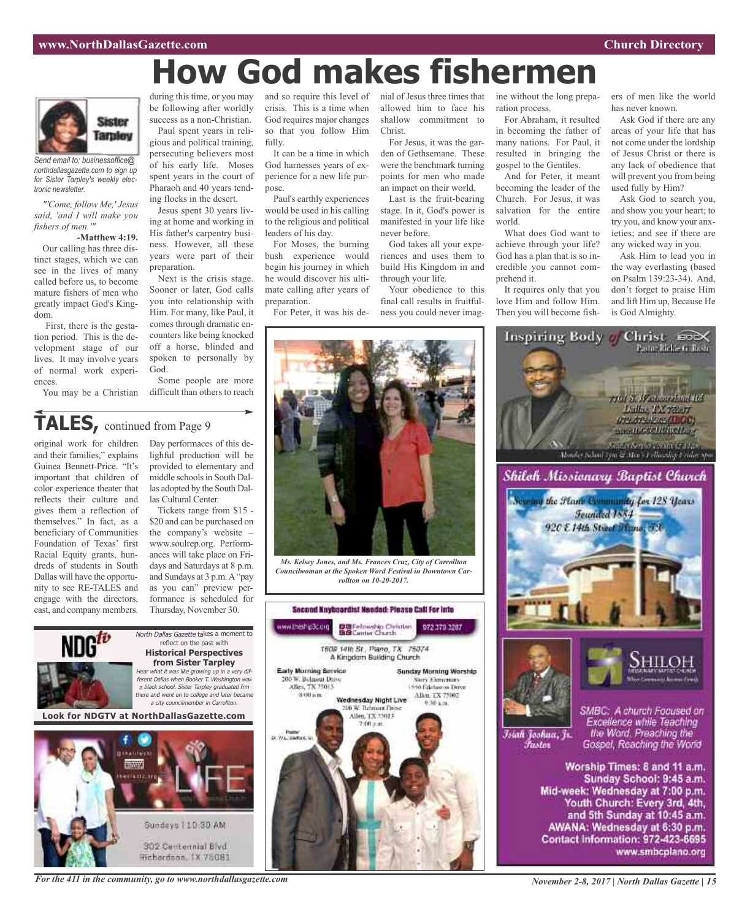# How God makes fishermen

Sister Tarpley

*Send email to: businessoffice@northdallasgazette.com to sign up for Sister Tarpley's weekly electronic newsletter.*

*"'Come, follow Me,' Jesus said, 'and I will make you fishers of men.'"*

**-Matthew 4:19.**

Our calling has three distinct stages, which we can see in the lives of many called before us, to become mature fishers of men who greatly impact God's Kingdom.

First, there is the gestation period. This is the development stage of our lives. It may involve years of normal work experiences.

You may be a Christian during this time, or you may be following after worldly success as a non-Christian.

Paul spent years in religious and political training, persecuting believers most of his early life. Moses spent years in the court of Pharaoh and 40 years tending flocks in the desert.

Jesus spent 30 years living at home and working in His father's carpentry business. However, all these years were part of their preparation.

Next is the crisis stage. Sooner or later, God calls you into relationship with Him. For many, like Paul, it comes through dramatic encounters like being knocked off a horse, blinded and spoken to personally by God.

Some people are more difficult than others to reach and so require this level of crisis. This is a time when God requires major changes so that you follow Him fully.

It can be a time in which God harnesses years of experience for a new life purpose.

Paul's earthly experiences would be used in his calling to the religious and political leaders of his day.

For Moses, the burning bush experience would begin his journey in which he would discover his ultimate calling after years of preparation.

For Peter, it was his denial of Jesus three times that allowed him to face his shallow commitment to Christ.

For Jesus, it was the garden of Gethsemane. These were the benchmark turning points for men who made an impact on their world.

Last is the fruit-bearing stage. In it, God's power is manifested in your life like never before.

God takes all your experiences and uses them to build His Kingdom in and through your life.

Your obedience to this final call results in fruitfulness you could never imagine without the long preparation process.

For Abraham, it resulted in becoming the father of many nations. For Paul, it resulted in bringing the gospel to the Gentiles.

And for Peter, it meant becoming the leader of the Church. For Jesus, it was salvation for the entire world.

What does God want to achieve through your life? God has a plan that is so incredible you cannot comprehend it.

It requires only that you love Him and follow Him. Then you will become fishers of men like the world has never known.

Ask God if there are any areas of your life that has not come under the lordship of Jesus Christ or there is any lack of obedience that will prevent you from being used fully by Him?

Ask God to search you, and show you your heart; to try you, and know your anxieties; and see if there are any wicked way in you.

Ask Him to lead you in the way everlasting (based on Psalm 139:23-34). And, don't forget to praise Him and lift Him up, Because He is God Almighty.

## TALES, continued from Page 9

original work for children and their families," explains Guinea Bennett-Price. "It's important that children of color experience theater that reflects their culture and gives them a reflection of themselves." In fact, as a beneficiary of Communities Foundation of Texas' first Racial Equity grants, hundreds of students in South Dallas will have the opportunity to see RE-TALES and engage with the directors, cast, and company members.

Day performaces of this delightful production will be provided to elementary and middle schools in South Dallas adopted by the South Dallas Cultural Center.

Tickets range from $15 - $20 and can be purchased on the company's website – www.soulrep.org. Performances will take place on Fridays and Saturdays at 8 p.m. and Sundays at 3 p.m. A "pay as you can" preview performance is scheduled for Thursday, November 30.

*Ms. Kelsey Jones, and Ms. Frances Cruz, City of Carrollton Councilwoman at the Spoken Word Festival in Downtown Carrollton on 10-20-2017.*

NDG tv

*North Dallas Gazette* takes a moment to reflect on the past with

**Historical Perspectives from Sister Tarpley**

*Hear what it was like growing up in a very different Dallas when Booker T. Washington was a black school. Sister Tarpley graduated frm there and went on to college and later became a city councilmember in Carrollton.*

**Look for NDGTV at NorthDallasGazette.com**

LIFE

Sundays | 10:30 AM

302 Centennial Blvd
Richardson, TX 75081

**Second Keyboardist Needed: Please Call For Info**

www.theship3c.org | Fellowship Christian Center Church | 972 370 3287

1609 14th St., Plano, TX 75074
A Kingdom Building Church

**Early Morning Service**
200 W. Belmont Drive
Allen, TX 75013
8:00 a.m.

**Sunday Morning Worship**
Story Elementary
1550 Edelweiss Drive
Allen, TX 75002
9:30 a.m.

**Wednesday Night Live**
200 W. Belmont Drive
Allen, TX 75013
7:00 p.m.

Pastor
Dr. W.L. Stafford, Sr.

**Inspiring Body of Christ**

Pastor Rickie G. Rush

7701 S. Westmoreland Rd
Dallas TX 75237
972.372.4262 (IBOC)
www.IBOCCHURCH.org

**Shiloh Missionary Baptist Church**

Serving the Plano Community for 128 Years
Founded 1884
920 E 14th Street Plano, TX

SHILOH MISSIONARY BAPTIST CHURCH

Israel Joshua, Jr.
Pastor

SMBC: A church Focused on Excellence while Teaching the Word, Preaching the Gospel, Reaching the World

Worship Times: 8 and 11 a.m.
Sunday School: 9:45 a.m.
Mid-week: Wednesday at 7:00 p.m.
Youth Church: Every 3rd, 4th, and 5th Sunday at 10:45 a.m.
AWANA: Wednesday at 6:30 p.m.
Contact Information: 972-423-6695
www.smbcplano.org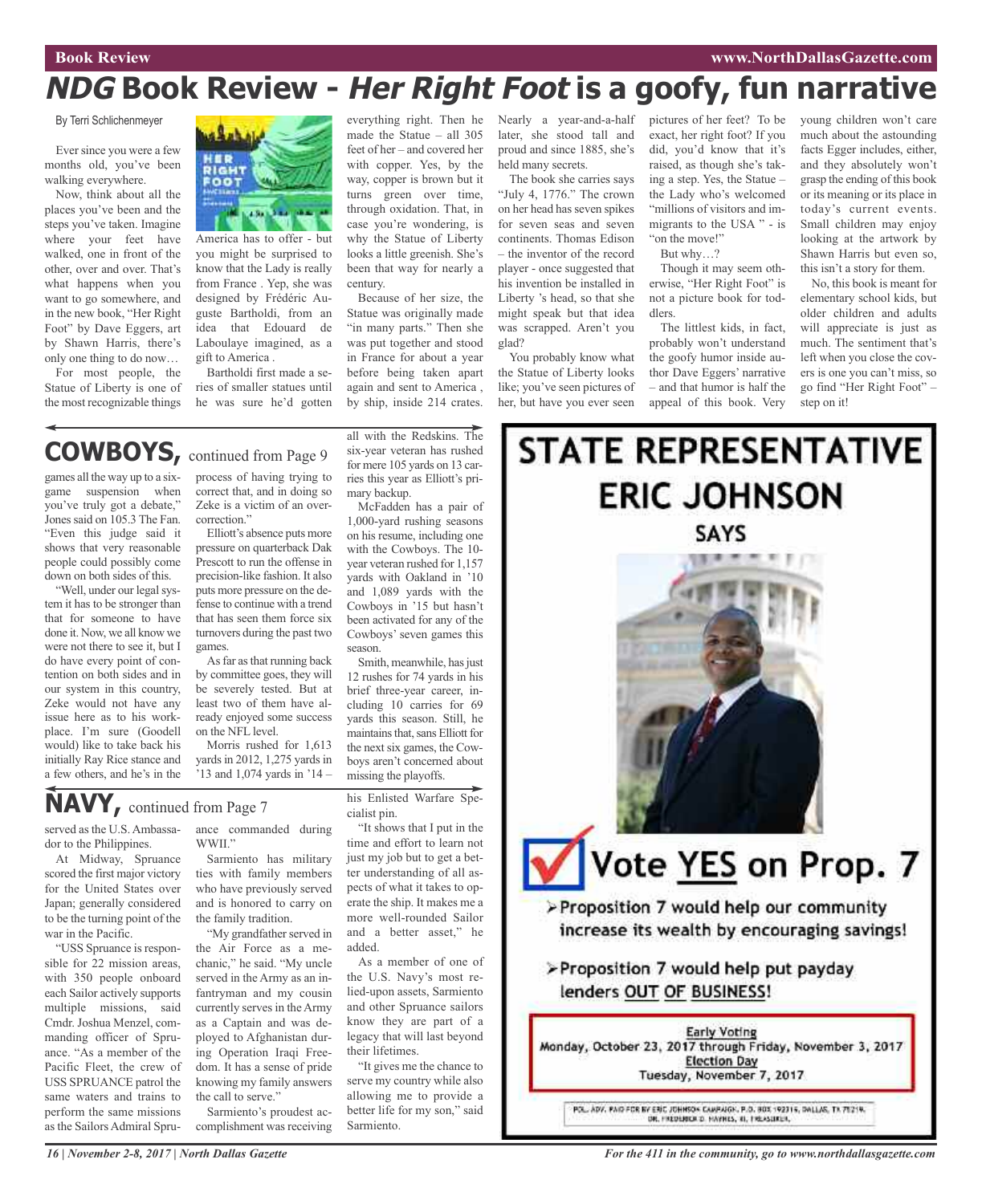# *NDG* Book Review - *Her Right Foot* is a goofy, fun narrative

By Terri Schlichenmeyer

Ever since you were a few months old, you've been walking everywhere.

Now, think about all the places you've been and the steps you've taken. Imagine where your feet have walked, one in front of the other, over and over. That's what happens when you want to go somewhere, and in the new book, "Her Right Foot" by Dave Eggers, art by Shawn Harris, there's only one thing to do now…

For most people, the Statue of Liberty is one of the most recognizable things America has to offer - but you might be surprised to know that the Lady is really from France . Yep, she was designed by Frédéric Auguste Bartholdi, from an idea that Edouard de Laboulaye imagined, as a gift to America .

Bartholdi first made a series of smaller statues until he was sure he'd gotten everything right. Then he made the Statue – all 305 feet of her – and covered her with copper. Yes, by the way, copper is brown but it turns green over time, through oxidation. That, in case you're wondering, is why the Statue of Liberty looks a little greenish. She's been that way for nearly a century.

Because of her size, the Statue was originally made "in many parts." Then she was put together and stood in France for about a year before being taken apart again and sent to America , by ship, inside 214 crates. Nearly a year-and-a-half later, she stood tall and proud and since 1885, she's held many secrets.

The book she carries says "July 4, 1776." The crown on her head has seven spikes for seven seas and seven continents. Thomas Edison – the inventor of the record player - once suggested that his invention be installed in Liberty 's head, so that she might speak but that idea was scrapped. Aren't you glad?

You probably know what the Statue of Liberty looks like; you've seen pictures of her, but have you ever seen pictures of her feet? To be exact, her right foot? If you did, you'd know that it's raised, as though she's taking a step. Yes, the Statue – the Lady who's welcomed "millions of visitors and immigrants to the USA " - is "on the move!"

But why…?

Though it may seem otherwise, "Her Right Foot" is not a picture book for toddlers.

The littlest kids, in fact, probably won't understand the goofy humor inside author Dave Eggers' narrative – and that humor is half the appeal of this book. Very young children won't care much about the astounding facts Egger includes, either, and they absolutely won't grasp the ending of this book or its meaning or its place in today's current events. Small children may enjoy looking at the artwork by Shawn Harris but even so, this isn't a story for them.

No, this book is meant for elementary school kids, but older children and adults will appreciate is just as much. The sentiment that's left when you close the covers is one you can't miss, so go find "Her Right Foot" – step on it!

## COWBOYS, continued from Page 9

games all the way up to a six-game suspension when you've truly got a debate," Jones said on 105.3 The Fan. "Even this judge said it shows that very reasonable people could possibly come down on both sides of this.

"Well, under our legal system it has to be stronger than that for someone to have done it. Now, we all know we were not there to see it, but I do have every point of contention on both sides and in our system in this country, Zeke would not have any issue here as to his workplace. I'm sure (Goodell would) like to take back his initially Ray Rice stance and a few others, and he's in the process of having trying to correct that, and in doing so Zeke is a victim of an over-correction."

Elliott's absence puts more pressure on quarterback Dak Prescott to run the offense in precision-like fashion. It also puts more pressure on the defense to continue with a trend that has seen them force six turnovers during the past two games.

As far as that running back by committee goes, they will be severely tested. But at least two of them have already enjoyed some success on the NFL level.

Morris rushed for 1,613 yards in 2012, 1,275 yards in '13 and 1,074 yards in '14 – all with the Redskins. The six-year veteran has rushed for mere 105 yards on 13 carries this year as Elliott's primary backup.

McFadden has a pair of 1,000-yard rushing seasons on his resume, including one with the Cowboys. The 10-year veteran rushed for 1,157 yards with Oakland in '10 and 1,089 yards with the Cowboys in '15 but hasn't been activated for any of the Cowboys' seven games this season.

Smith, meanwhile, has just 12 rushes for 74 yards in his brief three-year career, including 10 carries for 69 yards this season. Still, he maintains that, sans Elliott for the next six games, the Cowboys aren't concerned about missing the playoffs.

## NAVY, continued from Page 7

served as the U.S. Ambassador to the Philippines.

At Midway, Spruance scored the first major victory for the United States over Japan; generally considered to be the turning point of the war in the Pacific.

"USS Spruance is responsible for 22 mission areas, with 350 people onboard each Sailor actively supports multiple missions, said Cmdr. Joshua Menzel, commanding officer of Spruance. "As a member of the Pacific Fleet, the crew of USS SPRUANCE patrol the same waters and trains to perform the same missions as the Sailors Admiral Spruance commanded during WWII."

Sarmiento has military ties with family members who have previously served and is honored to carry on the family tradition.

"My grandfather served in the Air Force as a mechanic," he said. "My uncle served in the Army as an infantryman and my cousin currently serves in the Army as a Captain and was deployed to Afghanistan during Operation Iraqi Freedom. It has a sense of pride knowing my family answers the call to serve."

Sarmiento's proudest accomplishment was receiving his Enlisted Warfare Specialist pin.

"It shows that I put in the time and effort to learn not just my job but to get a better understanding of all aspects of what it takes to operate the ship. It makes me a more well-rounded Sailor and a better asset," he added.

As a member of one of the U.S. Navy's most relied-upon assets, Sarmiento and other Spruance sailors know they are part of a legacy that will last beyond their lifetimes.

"It gives me the chance to serve my country while also allowing me to provide a better life for my son," said Sarmiento.

---

**STATE REPRESENTATIVE ERIC JOHNSON SAYS**

**Vote YES on Prop. 7**

- Proposition 7 would help our community increase its wealth by encouraging savings!
- Proposition 7 would help put payday lenders OUT OF BUSINESS!

**Early Voting**
Monday, October 23, 2017 through Friday, November 3, 2017
**Election Day**
Tuesday, November 7, 2017

POL. ADV. PAID FOR BY ERIC JOHNSON CAMPAIGN, P.O. BOX 192316, DALLAS, TX 75219, DR. FREDERICK D. HAYNES, III, TREASURER.